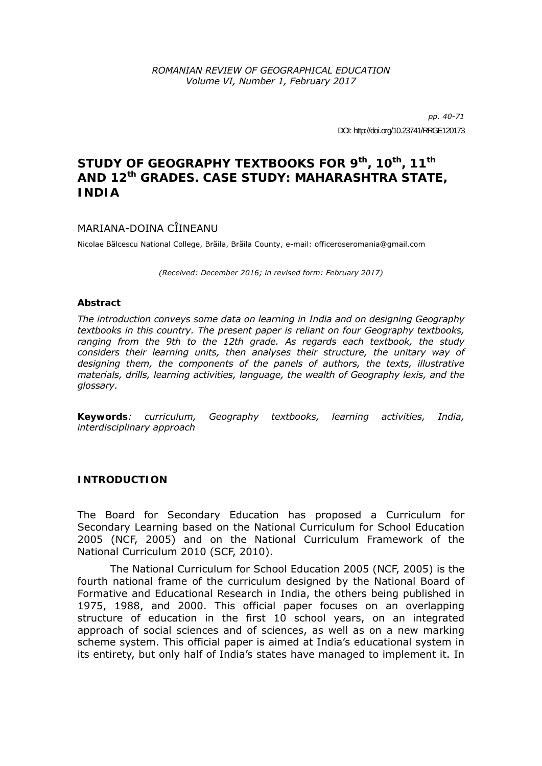# STUDY OF GEOGRAPHY TEXTBOOKS FOR 9th, 10th, 11th AND 12th GRADES. CASE STUDY: MAHARASHTRA STATE, INDIA

MARIANA-DOINA CÎINEANU

Nicolae Bălcescu National College, Brăila, Brăila County, e-mail: officeroseromania@gmail.com

*(Received: December 2016; in revised form: February 2017)*

### Abstract

*The introduction conveys some data on learning in India and on designing Geography textbooks in this country. The present paper is reliant on four Geography textbooks, ranging from the 9th to the 12th grade. As regards each textbook, the study considers their learning units, then analyses their structure, the unitary way of designing them, the components of the panels of authors, the texts, illustrative materials, drills, learning activities, language, the wealth of Geography lexis, and the glossary.*

**Keywords**: *curriculum, Geography textbooks, learning activities, India, interdisciplinary approach*

## INTRODUCTION

The Board for Secondary Education has proposed a Curriculum for Secondary Learning based on the National Curriculum for School Education 2005 (NCF, 2005) and on the National Curriculum Framework of the National Curriculum 2010 (SCF, 2010).

The National Curriculum for School Education 2005 (NCF, 2005) is the fourth national frame of the curriculum designed by the National Board of Formative and Educational Research in India, the others being published in 1975, 1988, and 2000. This official paper focuses on an overlapping structure of education in the first 10 school years, on an integrated approach of social sciences and of sciences, as well as on a new marking scheme system. This official paper is aimed at India's educational system in its entirety, but only half of India's states have managed to implement it. In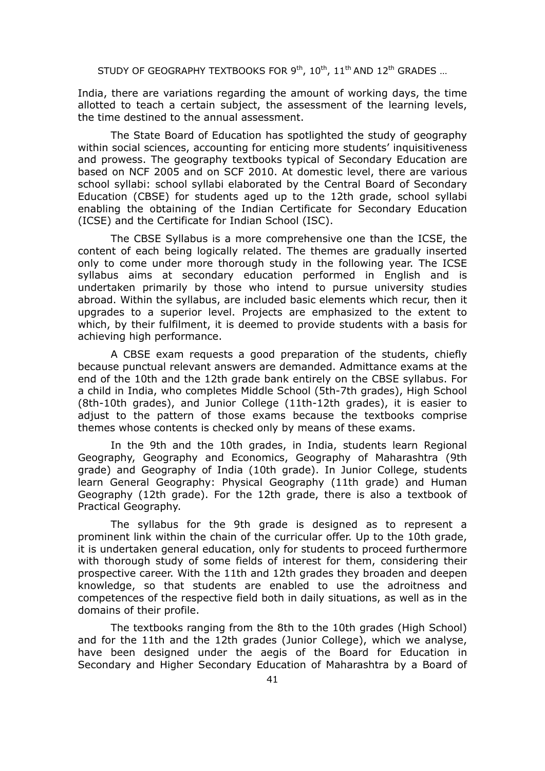India, there are variations regarding the amount of working days, the time allotted to teach a certain subject, the assessment of the learning levels, the time destined to the annual assessment.

The State Board of Education has spotlighted the study of geography within social sciences, accounting for enticing more students' inquisitiveness and prowess. The geography textbooks typical of Secondary Education are based on NCF 2005 and on SCF 2010. At domestic level, there are various school syllabi: school syllabi elaborated by the Central Board of Secondary Education (CBSE) for students aged up to the 12th grade, school syllabi enabling the obtaining of the Indian Certificate for Secondary Education (ICSE) and the Certificate for Indian School (ISC).

The CBSE Syllabus is a more comprehensive one than the ICSE, the content of each being logically related. The themes are gradually inserted only to come under more thorough study in the following year. The ICSE syllabus aims at secondary education performed in English and is undertaken primarily by those who intend to pursue university studies abroad. Within the syllabus, are included basic elements which recur, then it upgrades to a superior level. Projects are emphasized to the extent to which, by their fulfilment, it is deemed to provide students with a basis for achieving high performance.

A CBSE exam requests a good preparation of the students, chiefly because punctual relevant answers are demanded. Admittance exams at the end of the 10th and the 12th grade bank entirely on the CBSE syllabus. For a child in India, who completes Middle School (5th-7th grades), High School (8th-10th grades), and Junior College (11th-12th grades), it is easier to adjust to the pattern of those exams because the textbooks comprise themes whose contents is checked only by means of these exams.

In the 9th and the 10th grades, in India, students learn Regional Geography, Geography and Economics, Geography of Maharashtra (9th grade) and Geography of India (10th grade). In Junior College, students learn General Geography: Physical Geography (11th grade) and Human Geography (12th grade). For the 12th grade, there is also a textbook of Practical Geography.

The syllabus for the 9th grade is designed as to represent a prominent link within the chain of the curricular offer. Up to the 10th grade, it is undertaken general education, only for students to proceed furthermore with thorough study of some fields of interest for them, considering their prospective career. With the 11th and 12th grades they broaden and deepen knowledge, so that students are enabled to use the adroitness and competences of the respective field both in daily situations, as well as in the domains of their profile.

The textbooks ranging from the 8th to the 10th grades (High School) and for the 11th and the 12th grades (Junior College), which we analyse, have been designed under the aegis of the Board for Education in Secondary and Higher Secondary Education of Maharashtra by a Board of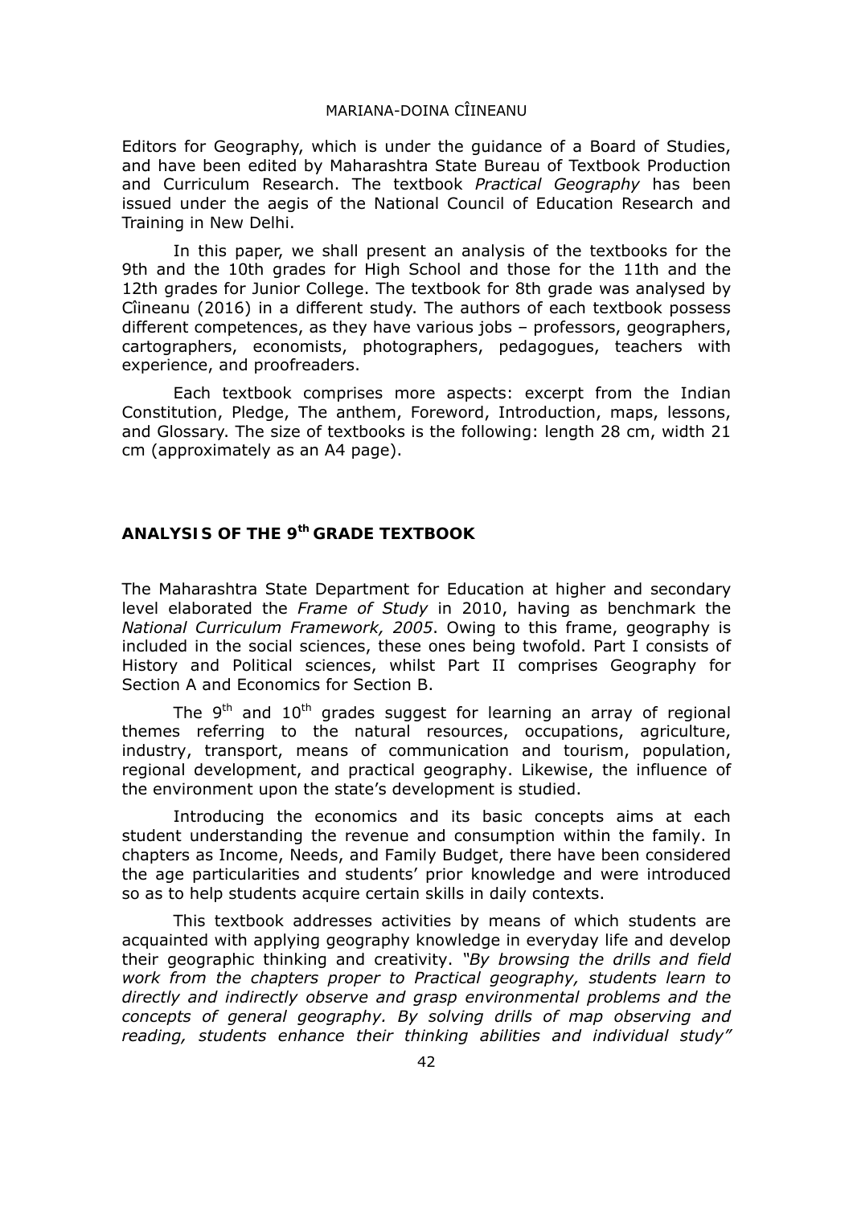Editors for Geography, which is under the guidance of a Board of Studies, and have been edited by Maharashtra State Bureau of Textbook Production and Curriculum Research. The textbook *Practical Geography* has been issued under the aegis of the National Council of Education Research and Training in New Delhi.

In this paper, we shall present an analysis of the textbooks for the 9th and the 10th grades for High School and those for the 11th and the 12th grades for Junior College. The textbook for 8th grade was analysed by Cîineanu (2016) in a different study. The authors of each textbook possess different competences, as they have various jobs – professors, geographers, cartographers, economists, photographers, pedagogues, teachers with experience, and proofreaders.

Each textbook comprises more aspects: excerpt from the Indian Constitution, Pledge, The anthem, Foreword, Introduction, maps, lessons, and Glossary. The size of textbooks is the following: length 28 cm, width 21 cm (approximately as an A4 page).

## ANALYSIS OF THE 9th GRADE TEXTBOOK

The Maharashtra State Department for Education at higher and secondary level elaborated the *Frame of Study* in 2010, having as benchmark the *National Curriculum Framework, 2005*. Owing to this frame, geography is included in the social sciences, these ones being twofold. Part I consists of History and Political sciences, whilst Part II comprises Geography for Section A and Economics for Section B.

The 9th and 10th grades suggest for learning an array of regional themes referring to the natural resources, occupations, agriculture, industry, transport, means of communication and tourism, population, regional development, and practical geography. Likewise, the influence of the environment upon the state's development is studied.

Introducing the economics and its basic concepts aims at each student understanding the revenue and consumption within the family. In chapters as Income, Needs, and Family Budget, there have been considered the age particularities and students' prior knowledge and were introduced so as to help students acquire certain skills in daily contexts.

This textbook addresses activities by means of which students are acquainted with applying geography knowledge in everyday life and develop their geographic thinking and creativity. *"By browsing the drills and field work from the chapters proper to Practical geography, students learn to directly and indirectly observe and grasp environmental problems and the concepts of general geography. By solving drills of map observing and reading, students enhance their thinking abilities and individual study"*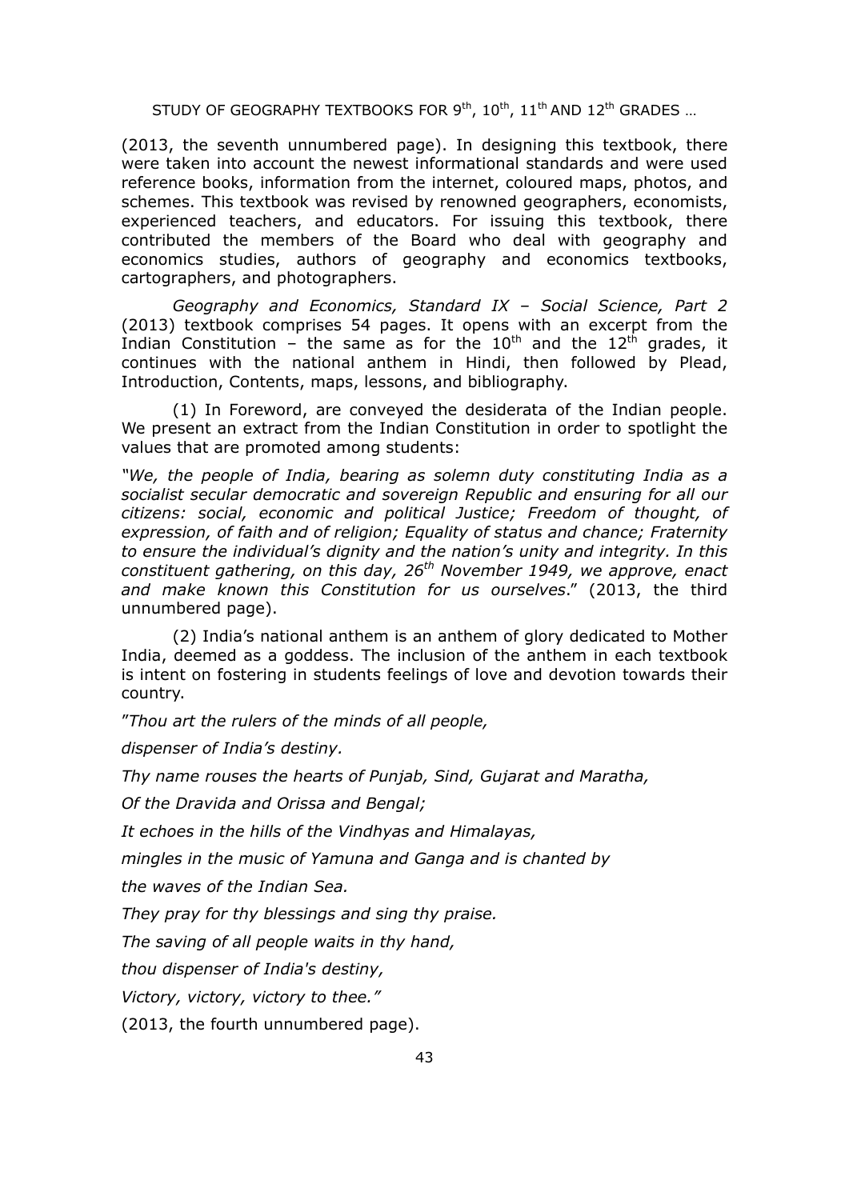(2013, the seventh unnumbered page). In designing this textbook, there were taken into account the newest informational standards and were used reference books, information from the internet, coloured maps, photos, and schemes. This textbook was revised by renowned geographers, economists, experienced teachers, and educators. For issuing this textbook, there contributed the members of the Board who deal with geography and economics studies, authors of geography and economics textbooks, cartographers, and photographers.

*Geography and Economics, Standard IX – Social Science, Part 2* (2013) textbook comprises 54 pages. It opens with an excerpt from the Indian Constitution – the same as for the 10th and the 12th grades, it continues with the national anthem in Hindi, then followed by Plead, Introduction, Contents, maps, lessons, and bibliography.

(1) In Foreword, are conveyed the desiderata of the Indian people. We present an extract from the Indian Constitution in order to spotlight the values that are promoted among students:

"*We, the people of India, bearing as solemn duty constituting India as a socialist secular democratic and sovereign Republic and ensuring for all our citizens: social, economic and political Justice; Freedom of thought, of expression, of faith and of religion; Equality of status and chance; Fraternity to ensure the individual's dignity and the nation's unity and integrity. In this constituent gathering, on this day, 26th November 1949, we approve, enact and make known this Constitution for us ourselves*." (2013, the third unnumbered page).

(2) India's national anthem is an anthem of glory dedicated to Mother India, deemed as a goddess. The inclusion of the anthem in each textbook is intent on fostering in students feelings of love and devotion towards their country.

"*Thou art the rulers of the minds of all people,*

*dispenser of India's destiny.*

*Thy name rouses the hearts of Punjab, Sind, Gujarat and Maratha,*

*Of the Dravida and Orissa and Bengal;*

*It echoes in the hills of the Vindhyas and Himalayas,*

*mingles in the music of Yamuna and Ganga and is chanted by*

*the waves of the Indian Sea.*

*They pray for thy blessings and sing thy praise.*

*The saving of all people waits in thy hand,*

*thou dispenser of India's destiny,*

*Victory, victory, victory to thee."*

(2013, the fourth unnumbered page).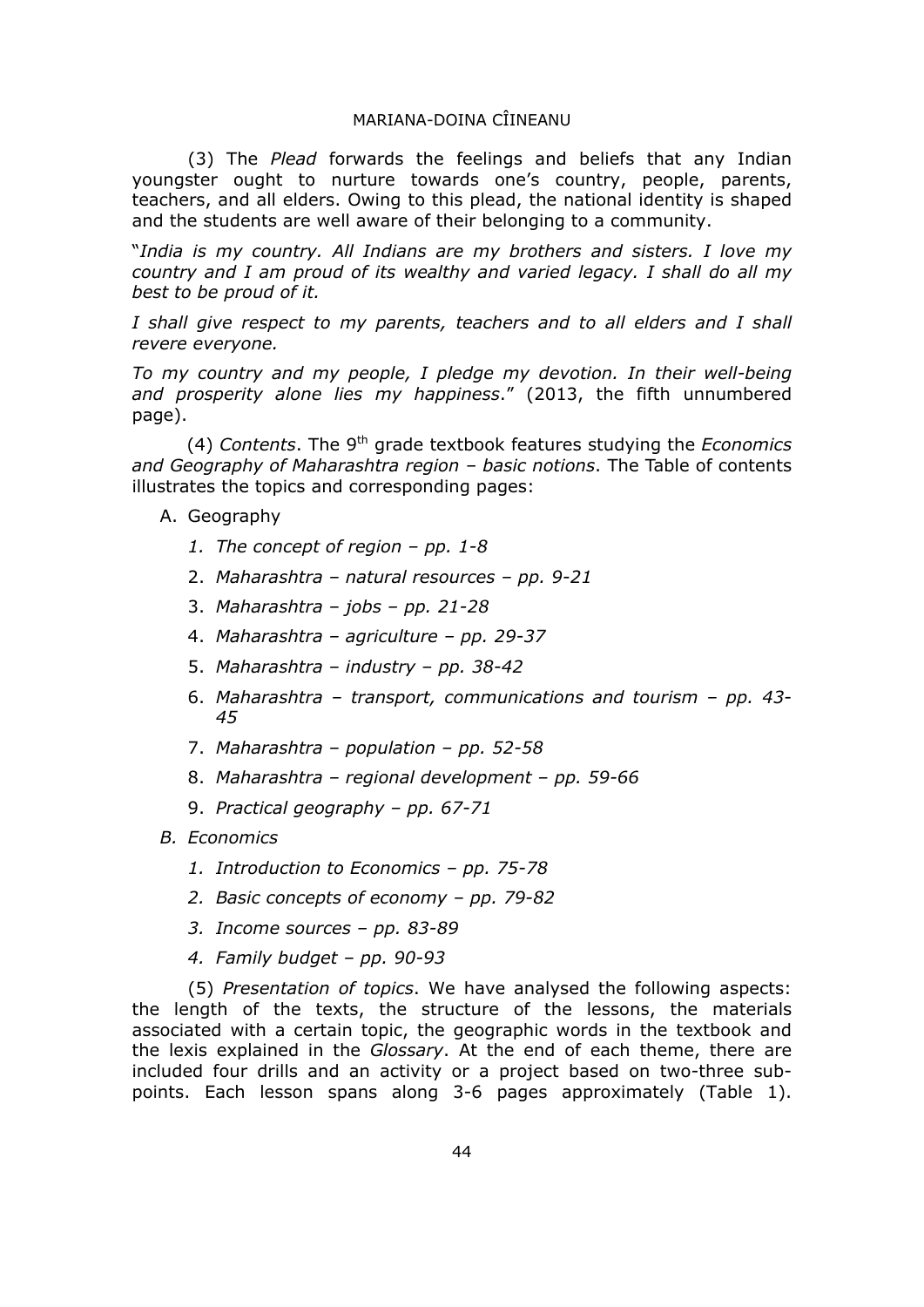(3) The *Plead* forwards the feelings and beliefs that any Indian youngster ought to nurture towards one's country, people, parents, teachers, and all elders. Owing to this plead, the national identity is shaped and the students are well aware of their belonging to a community.

"*India is my country. All Indians are my brothers and sisters. I love my country and I am proud of its wealthy and varied legacy. I shall do all my best to be proud of it.*

*I shall give respect to my parents, teachers and to all elders and I shall revere everyone.*

*To my country and my people, I pledge my devotion. In their well-being and prosperity alone lies my happiness*." (2013, the fifth unnumbered page).

(4) *Contents*. The 9th grade textbook features studying the *Economics and Geography of Maharashtra region – basic notions*. The Table of contents illustrates the topics and corresponding pages:

A. Geography
   1. *The concept of region – pp. 1-8*
   2. *Maharashtra – natural resources – pp. 9-21*
   3. *Maharashtra – jobs – pp. 21-28*
   4. *Maharashtra – agriculture – pp. 29-37*
   5. *Maharashtra – industry – pp. 38-42*
   6. *Maharashtra – transport, communications and tourism – pp. 43-45*
   7. *Maharashtra – population – pp. 52-58*
   8. *Maharashtra – regional development – pp. 59-66*
   9. *Practical geography – pp. 67-71*

*B. Economics*
   1. *Introduction to Economics – pp. 75-78*
   2. *Basic concepts of economy – pp. 79-82*
   3. *Income sources – pp. 83-89*
   4. *Family budget – pp. 90-93*

(5) *Presentation of topics*. We have analysed the following aspects: the length of the texts, the structure of the lessons, the materials associated with a certain topic, the geographic words in the textbook and the lexis explained in the *Glossary*. At the end of each theme, there are included four drills and an activity or a project based on two-three sub-points. Each lesson spans along 3-6 pages approximately (Table 1).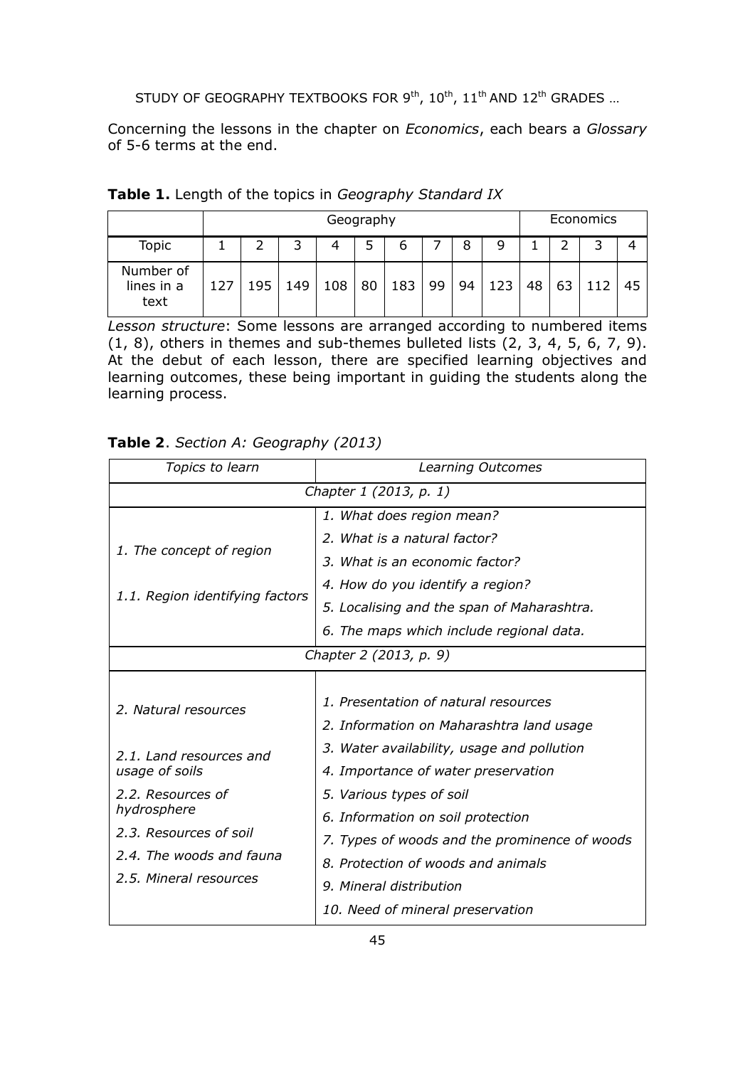Concerning the lessons in the chapter on *Economics*, each bears a *Glossary* of 5-6 terms at the end.

**Table 1.** Length of the topics in *Geography Standard IX*

| | Geography | | | | | | | | | Economics | | | |
|---|---|---|---|---|---|---|---|---|---|---|---|---|---|
| Topic | 1 | 2 | 3 | 4 | 5 | 6 | 7 | 8 | 9 | 1 | 2 | 3 | 4 |
| Number of lines in a text | 127 | 195 | 149 | 108 | 80 | 183 | 99 | 94 | 123 | 48 | 63 | 112 | 45 |

*Lesson structure*: Some lessons are arranged according to numbered items (1, 8), others in themes and sub-themes bulleted lists (2, 3, 4, 5, 6, 7, 9). At the debut of each lesson, there are specified learning objectives and learning outcomes, these being important in guiding the students along the learning process.

**Table 2**. *Section A: Geography (2013)*

| *Topics to learn* | *Learning Outcomes* |
|---|---|
| *Chapter 1 (2013, p. 1)* | |
| *1. The concept of region*<br><br>*1.1. Region identifying factors* | *1. What does region mean?*<br>*2. What is a natural factor?*<br>*3. What is an economic factor?*<br>*4. How do you identify a region?*<br>*5. Localising and the span of Maharashtra.*<br>*6. The maps which include regional data.* |
| *Chapter 2 (2013, p. 9)* | |
| *2. Natural resources*<br><br>*2.1. Land resources and usage of soils*<br>*2.2. Resources of hydrosphere*<br>*2.3. Resources of soil*<br>*2.4. The woods and fauna*<br>*2.5. Mineral resources* | *1. Presentation of natural resources*<br>*2. Information on Maharashtra land usage*<br>*3. Water availability, usage and pollution*<br>*4. Importance of water preservation*<br>*5. Various types of soil*<br>*6. Information on soil protection*<br>*7. Types of woods and the prominence of woods*<br>*8. Protection of woods and animals*<br>*9. Mineral distribution*<br>*10. Need of mineral preservation* |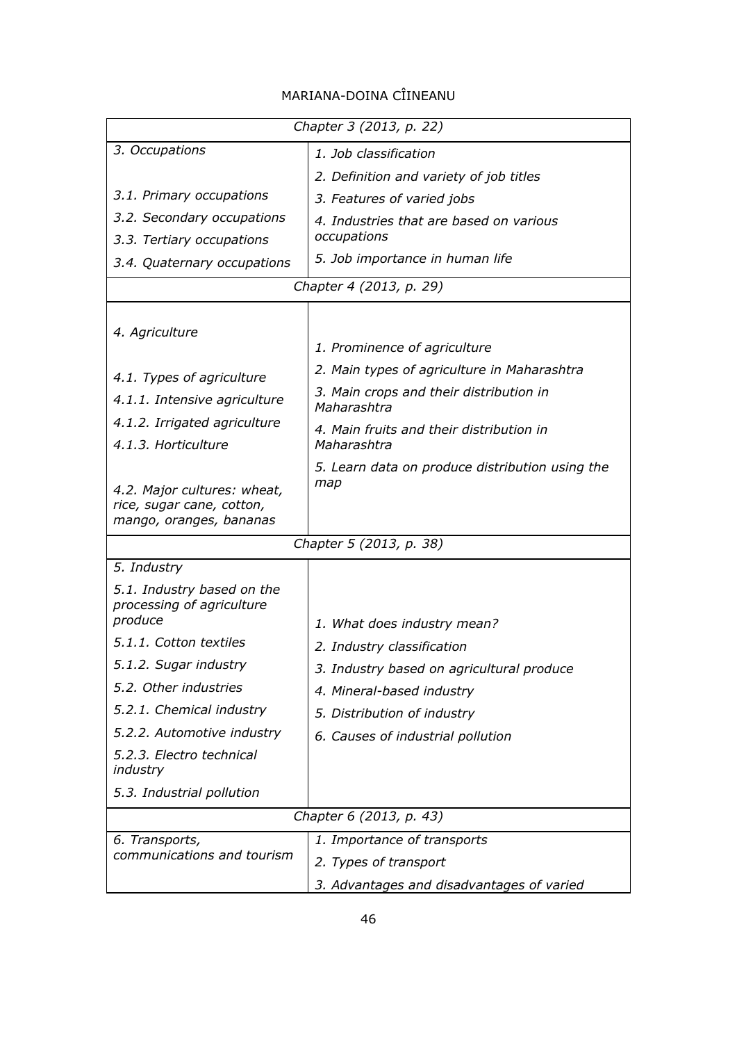| *Chapter 3 (2013, p. 22)* | |
|---|---|
| *3. Occupations*<br><br>*3.1. Primary occupations*<br>*3.2. Secondary occupations*<br>*3.3. Tertiary occupations*<br>*3.4. Quaternary occupations* | *1. Job classification*<br>*2. Definition and variety of job titles*<br>*3. Features of varied jobs*<br>*4. Industries that are based on various occupations*<br>*5. Job importance in human life* |
| *Chapter 4 (2013, p. 29)* | |
| *4. Agriculture*<br><br>*4.1. Types of agriculture*<br>*4.1.1. Intensive agriculture*<br>*4.1.2. Irrigated agriculture*<br>*4.1.3. Horticulture*<br><br>*4.2. Major cultures: wheat, rice, sugar cane, cotton, mango, oranges, bananas* | *1. Prominence of agriculture*<br>*2. Main types of agriculture in Maharashtra*<br>*3. Main crops and their distribution in Maharashtra*<br>*4. Main fruits and their distribution in Maharashtra*<br>*5. Learn data on produce distribution using the map* |
| *Chapter 5 (2013, p. 38)* | |
| *5. Industry*<br>*5.1. Industry based on the processing of agriculture produce*<br>*5.1.1. Cotton textiles*<br>*5.1.2. Sugar industry*<br>*5.2. Other industries*<br>*5.2.1. Chemical industry*<br>*5.2.2. Automotive industry*<br>*5.2.3. Electro technical industry*<br>*5.3. Industrial pollution* | *1. What does industry mean?*<br>*2. Industry classification*<br>*3. Industry based on agricultural produce*<br>*4. Mineral-based industry*<br>*5. Distribution of industry*<br>*6. Causes of industrial pollution* |
| *Chapter 6 (2013, p. 43)* | |
| *6. Transports, communications and tourism* | *1. Importance of transports*<br>*2. Types of transport*<br>*3. Advantages and disadvantages of varied* |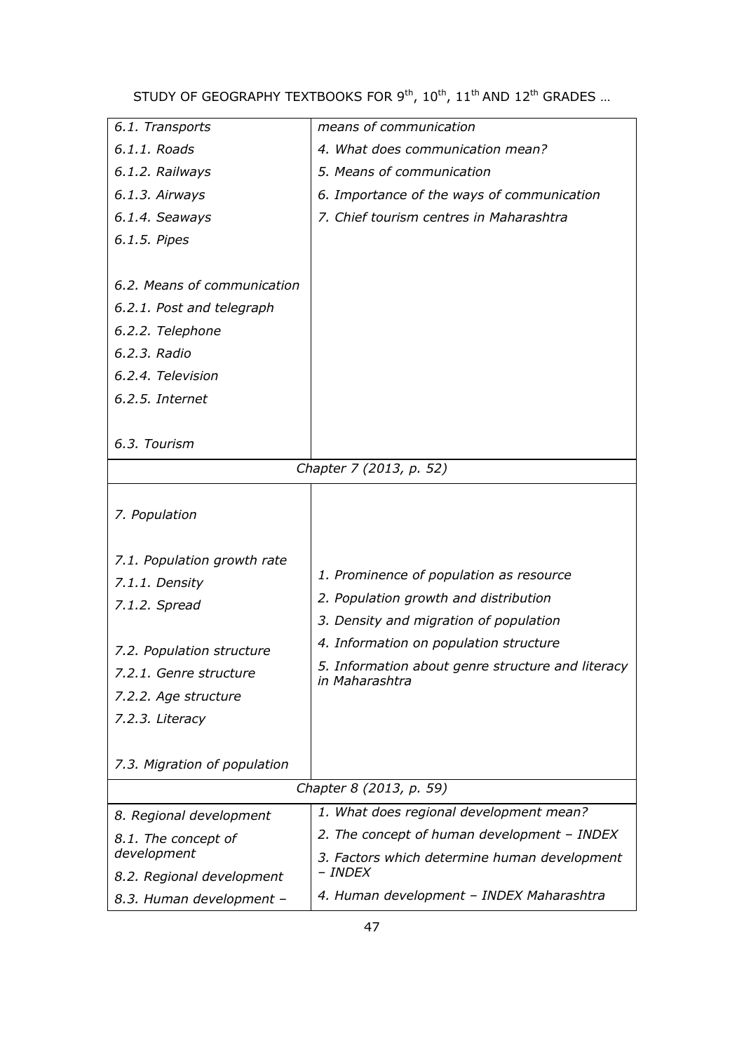| | |
|---|---|
| *6.1. Transports*<br>*6.1.1. Roads*<br>*6.1.2. Railways*<br>*6.1.3. Airways*<br>*6.1.4. Seaways*<br>*6.1.5. Pipes*<br><br>*6.2. Means of communication*<br>*6.2.1. Post and telegraph*<br>*6.2.2. Telephone*<br>*6.2.3. Radio*<br>*6.2.4. Television*<br>*6.2.5. Internet*<br><br>*6.3. Tourism* | *means of communication*<br>*4. What does communication mean?*<br>*5. Means of communication*<br>*6. Importance of the ways of communication*<br>*7. Chief tourism centres in Maharashtra* |
| *Chapter 7 (2013, p. 52)* | |
| *7. Population*<br><br>*7.1. Population growth rate*<br>*7.1.1. Density*<br>*7.1.2. Spread*<br><br>*7.2. Population structure*<br>*7.2.1. Genre structure*<br>*7.2.2. Age structure*<br>*7.2.3. Literacy*<br><br>*7.3. Migration of population* | *1. Prominence of population as resource*<br>*2. Population growth and distribution*<br>*3. Density and migration of population*<br>*4. Information on population structure*<br>*5. Information about genre structure and literacy in Maharashtra* |
| *Chapter 8 (2013, p. 59)* | |
| *8. Regional development*<br>*8.1. The concept of development*<br>*8.2. Regional development*<br>*8.3. Human development –* | *1. What does regional development mean?*<br>*2. The concept of human development – INDEX*<br>*3. Factors which determine human development – INDEX*<br>*4. Human development – INDEX Maharashtra* |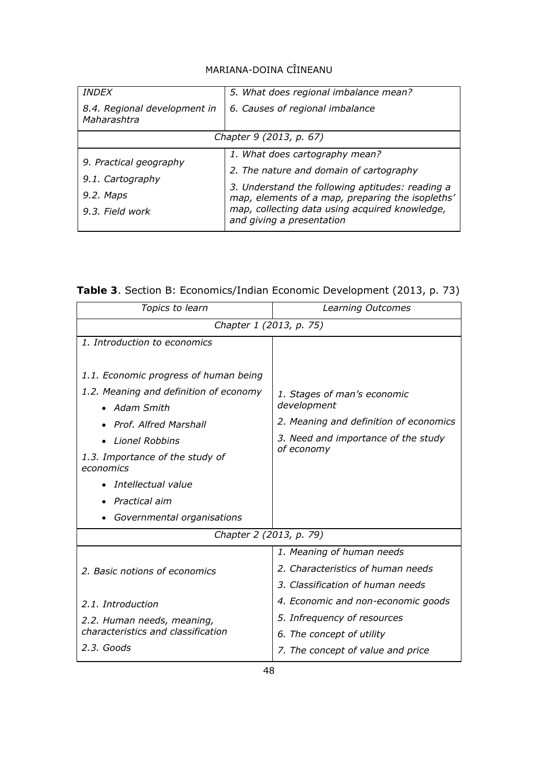| *INDEX* | *5. What does regional imbalance mean?* |
|---|---|
| *8.4. Regional development in Maharashtra* | *6. Causes of regional imbalance* |
| *Chapter 9 (2013, p. 67)* | |
| *9. Practical geography*<br>*9.1. Cartography*<br>*9.2. Maps*<br>*9.3. Field work* | *1. What does cartography mean?*<br>*2. The nature and domain of cartography*<br>*3. Understand the following aptitudes: reading a map, elements of a map, preparing the isopleths' map, collecting data using acquired knowledge, and giving a presentation* |

**Table 3**. Section B: Economics/Indian Economic Development (2013, p. 73)

| *Topics to learn* | *Learning Outcomes* |
|---|---|
| *Chapter 1 (2013, p. 75)* | |
| *1. Introduction to economics*<br>*1.1. Economic progress of human being*<br>*1.2. Meaning and definition of economy*<br>• *Adam Smith*<br>• *Prof. Alfred Marshall*<br>• *Lionel Robbins*<br>*1.3. Importance of the study of economics*<br>• *Intellectual value*<br>• *Practical aim*<br>• *Governmental organisations* | *1. Stages of man's economic development*<br>*2. Meaning and definition of economics*<br>*3. Need and importance of the study of economy* |
| *Chapter 2 (2013, p. 79)* | |
| *2. Basic notions of economics*<br>*2.1. Introduction*<br>*2.2. Human needs, meaning, characteristics and classification*<br>*2.3. Goods* | *1. Meaning of human needs*<br>*2. Characteristics of human needs*<br>*3. Classification of human needs*<br>*4. Economic and non-economic goods*<br>*5. Infrequency of resources*<br>*6. The concept of utility*<br>*7. The concept of value and price* |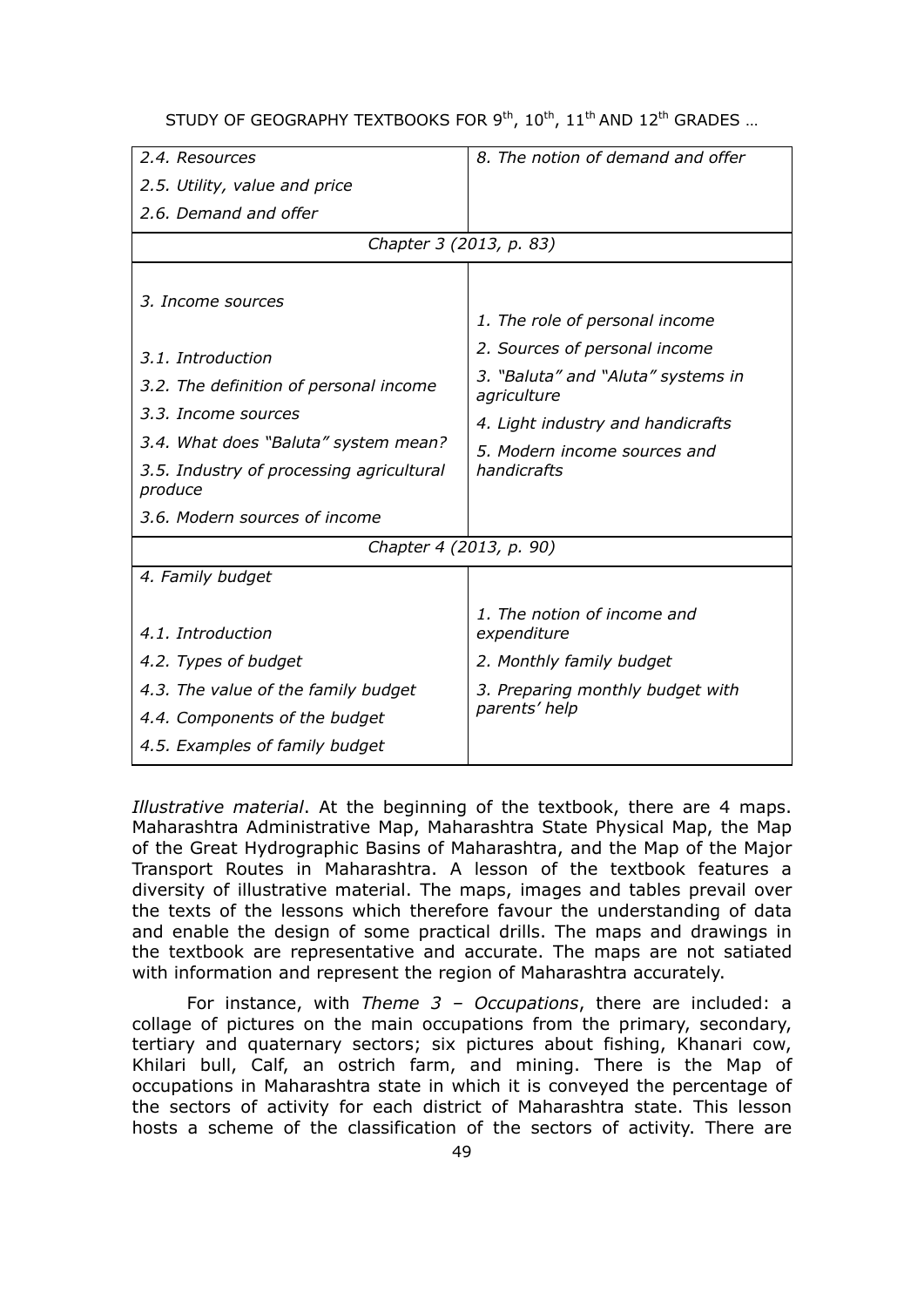| | |
|---|---|
| *2.4. Resources*<br>*2.5. Utility, value and price*<br>*2.6. Demand and offer* | *8. The notion of demand and offer* |
| *Chapter 3 (2013, p. 83)* | |
| *3. Income sources*<br><br>*3.1. Introduction*<br>*3.2. The definition of personal income*<br>*3.3. Income sources*<br>*3.4. What does "Baluta" system mean?*<br>*3.5. Industry of processing agricultural produce*<br>*3.6. Modern sources of income* | *1. The role of personal income*<br>*2. Sources of personal income*<br>*3. "Baluta" and "Aluta" systems in agriculture*<br>*4. Light industry and handicrafts*<br>*5. Modern income sources and handicrafts* |
| *Chapter 4 (2013, p. 90)* | |
| *4. Family budget*<br><br>*4.1. Introduction*<br>*4.2. Types of budget*<br>*4.3. The value of the family budget*<br>*4.4. Components of the budget*<br>*4.5. Examples of family budget* | *1. The notion of income and expenditure*<br>*2. Monthly family budget*<br>*3. Preparing monthly budget with parents' help* |

*Illustrative material*. At the beginning of the textbook, there are 4 maps. Maharashtra Administrative Map, Maharashtra State Physical Map, the Map of the Great Hydrographic Basins of Maharashtra, and the Map of the Major Transport Routes in Maharashtra. A lesson of the textbook features a diversity of illustrative material. The maps, images and tables prevail over the texts of the lessons which therefore favour the understanding of data and enable the design of some practical drills. The maps and drawings in the textbook are representative and accurate. The maps are not satiated with information and represent the region of Maharashtra accurately.

For instance, with *Theme 3 – Occupations*, there are included: a collage of pictures on the main occupations from the primary, secondary, tertiary and quaternary sectors; six pictures about fishing, Khanari cow, Khilari bull, Calf, an ostrich farm, and mining. There is the Map of occupations in Maharashtra state in which it is conveyed the percentage of the sectors of activity for each district of Maharashtra state. This lesson hosts a scheme of the classification of the sectors of activity. There are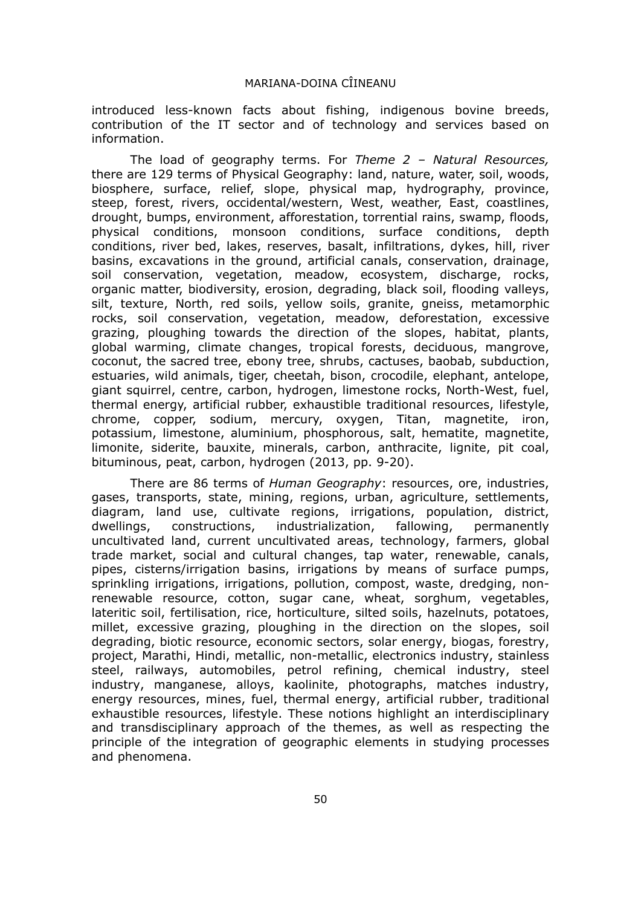introduced less-known facts about fishing, indigenous bovine breeds, contribution of the IT sector and of technology and services based on information.

The load of geography terms. For *Theme 2 – Natural Resources,* there are 129 terms of Physical Geography: land, nature, water, soil, woods, biosphere, surface, relief, slope, physical map, hydrography, province, steep, forest, rivers, occidental/western, West, weather, East, coastlines, drought, bumps, environment, afforestation, torrential rains, swamp, floods, physical conditions, monsoon conditions, surface conditions, depth conditions, river bed, lakes, reserves, basalt, infiltrations, dykes, hill, river basins, excavations in the ground, artificial canals, conservation, drainage, soil conservation, vegetation, meadow, ecosystem, discharge, rocks, organic matter, biodiversity, erosion, degrading, black soil, flooding valleys, silt, texture, North, red soils, yellow soils, granite, gneiss, metamorphic rocks, soil conservation, vegetation, meadow, deforestation, excessive grazing, ploughing towards the direction of the slopes, habitat, plants, global warming, climate changes, tropical forests, deciduous, mangrove, coconut, the sacred tree, ebony tree, shrubs, cactuses, baobab, subduction, estuaries, wild animals, tiger, cheetah, bison, crocodile, elephant, antelope, giant squirrel, centre, carbon, hydrogen, limestone rocks, North-West, fuel, thermal energy, artificial rubber, exhaustible traditional resources, lifestyle, chrome, copper, sodium, mercury, oxygen, Titan, magnetite, iron, potassium, limestone, aluminium, phosphorous, salt, hematite, magnetite, limonite, siderite, bauxite, minerals, carbon, anthracite, lignite, pit coal, bituminous, peat, carbon, hydrogen (2013, pp. 9-20).

There are 86 terms of *Human Geography*: resources, ore, industries, gases, transports, state, mining, regions, urban, agriculture, settlements, diagram, land use, cultivate regions, irrigations, population, district, dwellings, constructions, industrialization, fallowing, permanently uncultivated land, current uncultivated areas, technology, farmers, global trade market, social and cultural changes, tap water, renewable, canals, pipes, cisterns/irrigation basins, irrigations by means of surface pumps, sprinkling irrigations, irrigations, pollution, compost, waste, dredging, non-renewable resource, cotton, sugar cane, wheat, sorghum, vegetables, lateritic soil, fertilisation, rice, horticulture, silted soils, hazelnuts, potatoes, millet, excessive grazing, ploughing in the direction on the slopes, soil degrading, biotic resource, economic sectors, solar energy, biogas, forestry, project, Marathi, Hindi, metallic, non-metallic, electronics industry, stainless steel, railways, automobiles, petrol refining, chemical industry, steel industry, manganese, alloys, kaolinite, photographs, matches industry, energy resources, mines, fuel, thermal energy, artificial rubber, traditional exhaustible resources, lifestyle. These notions highlight an interdisciplinary and transdisciplinary approach of the themes, as well as respecting the principle of the integration of geographic elements in studying processes and phenomena.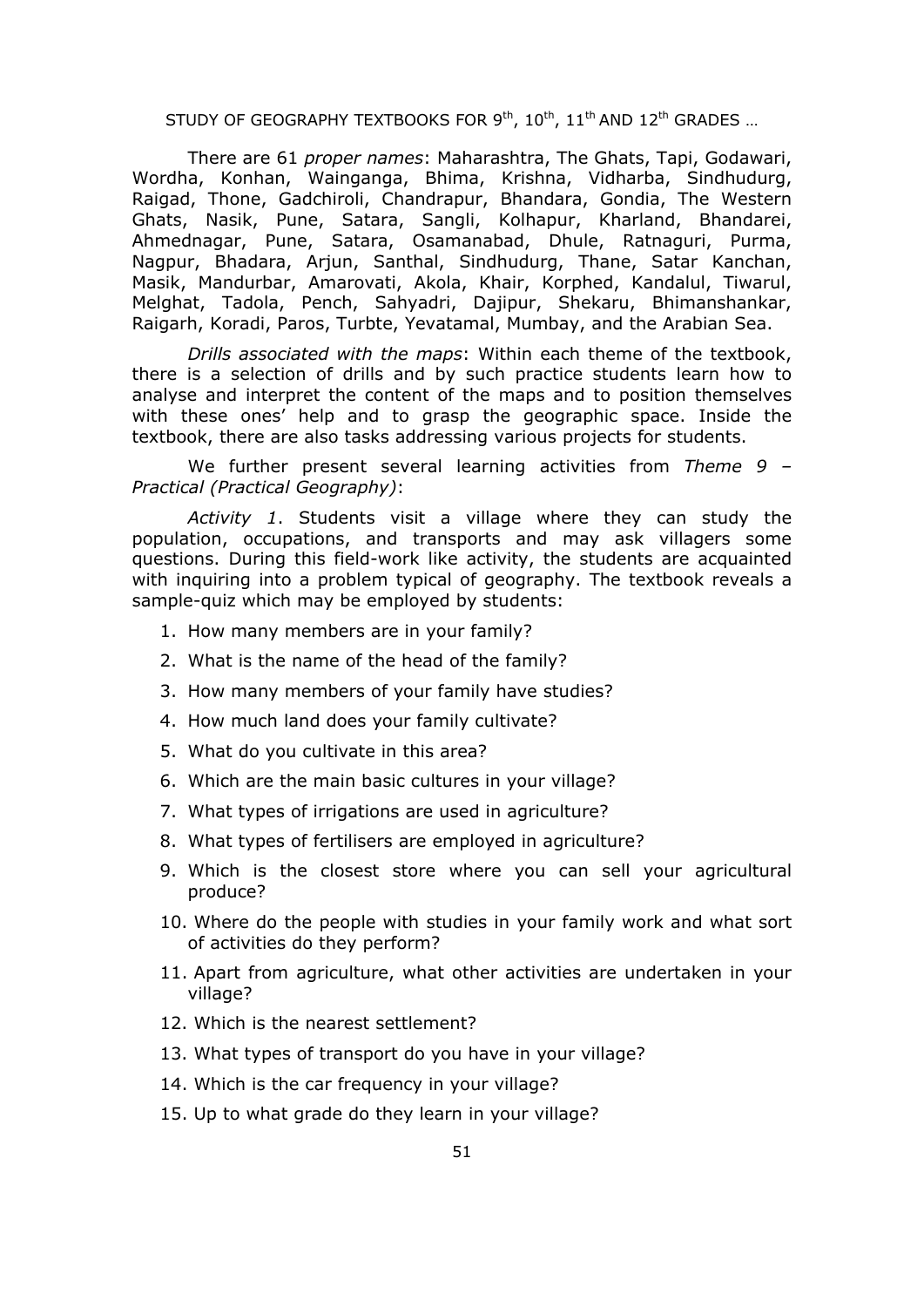There are 61 *proper names*: Maharashtra, The Ghats, Tapi, Godawari, Wordha, Konhan, Wainganga, Bhima, Krishna, Vidharba, Sindhudurg, Raigad, Thone, Gadchiroli, Chandrapur, Bhandara, Gondia, The Western Ghats, Nasik, Pune, Satara, Sangli, Kolhapur, Kharland, Bhandarei, Ahmednagar, Pune, Satara, Osamanabad, Dhule, Ratnaguri, Purma, Nagpur, Bhadara, Arjun, Santhal, Sindhudurg, Thane, Satar Kanchan, Masik, Mandurbar, Amarovati, Akola, Khair, Korphed, Kandalul, Tiwarul, Melghat, Tadola, Pench, Sahyadri, Dajipur, Shekaru, Bhimanshankar, Raigarh, Koradi, Paros, Turbte, Yevatamal, Mumbay, and the Arabian Sea.

*Drills associated with the maps*: Within each theme of the textbook, there is a selection of drills and by such practice students learn how to analyse and interpret the content of the maps and to position themselves with these ones' help and to grasp the geographic space. Inside the textbook, there are also tasks addressing various projects for students.

We further present several learning activities from *Theme 9 – Practical (Practical Geography)*:

*Activity 1*. Students visit a village where they can study the population, occupations, and transports and may ask villagers some questions. During this field-work like activity, the students are acquainted with inquiring into a problem typical of geography. The textbook reveals a sample-quiz which may be employed by students:

1. How many members are in your family?
2. What is the name of the head of the family?
3. How many members of your family have studies?
4. How much land does your family cultivate?
5. What do you cultivate in this area?
6. Which are the main basic cultures in your village?
7. What types of irrigations are used in agriculture?
8. What types of fertilisers are employed in agriculture?
9. Which is the closest store where you can sell your agricultural produce?
10. Where do the people with studies in your family work and what sort of activities do they perform?
11. Apart from agriculture, what other activities are undertaken in your village?
12. Which is the nearest settlement?
13. What types of transport do you have in your village?
14. Which is the car frequency in your village?
15. Up to what grade do they learn in your village?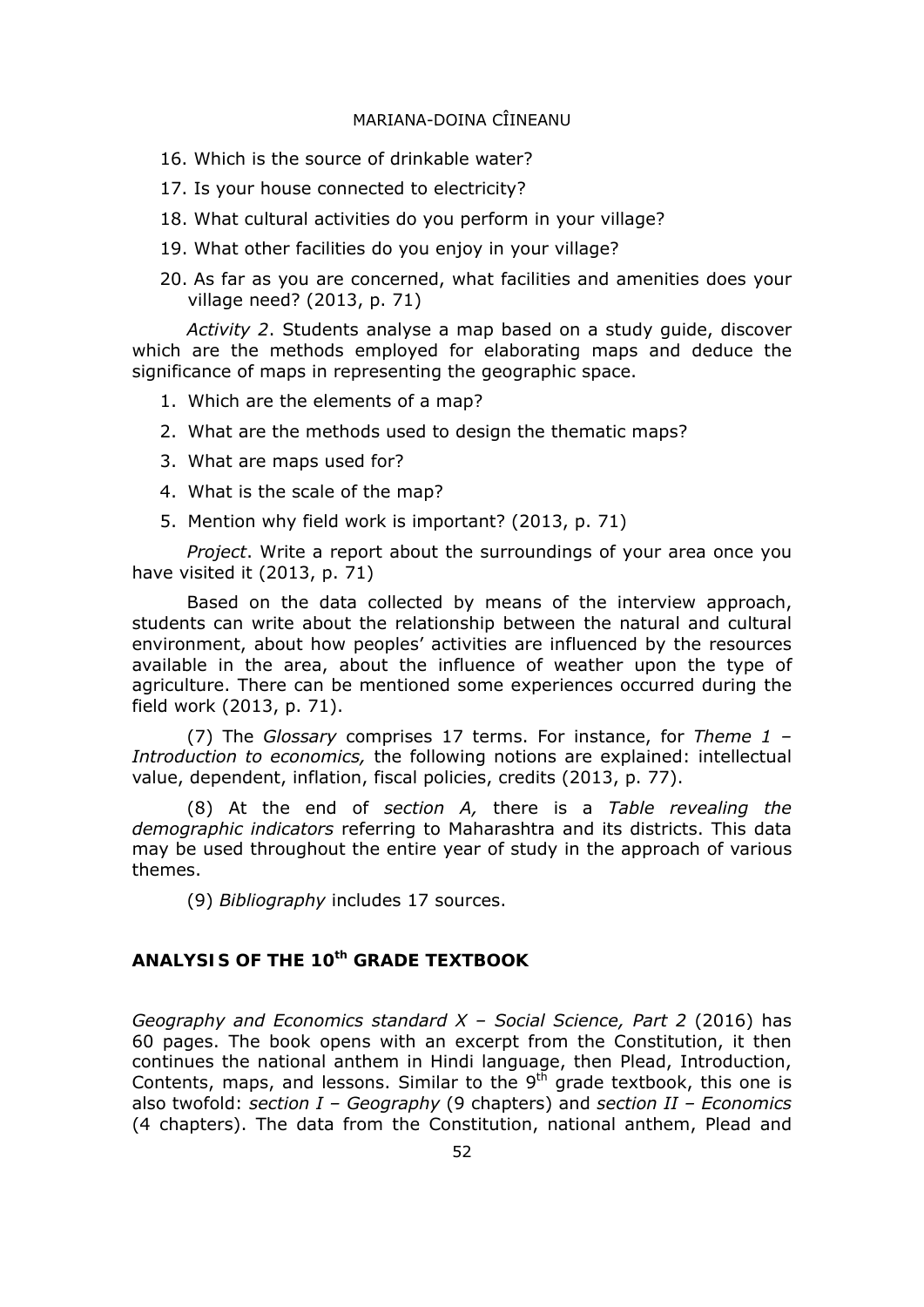16. Which is the source of drinkable water?
17. Is your house connected to electricity?
18. What cultural activities do you perform in your village?
19. What other facilities do you enjoy in your village?
20. As far as you are concerned, what facilities and amenities does your village need? (2013, p. 71)

*Activity 2*. Students analyse a map based on a study guide, discover which are the methods employed for elaborating maps and deduce the significance of maps in representing the geographic space.

1. Which are the elements of a map?
2. What are the methods used to design the thematic maps?
3. What are maps used for?
4. What is the scale of the map?
5. Mention why field work is important? (2013, p. 71)

*Project*. Write a report about the surroundings of your area once you have visited it (2013, p. 71)

Based on the data collected by means of the interview approach, students can write about the relationship between the natural and cultural environment, about how peoples' activities are influenced by the resources available in the area, about the influence of weather upon the type of agriculture. There can be mentioned some experiences occurred during the field work (2013, p. 71).

(7) The *Glossary* comprises 17 terms. For instance, for *Theme 1 – Introduction to economics,* the following notions are explained: intellectual value, dependent, inflation, fiscal policies, credits (2013, p. 77).

(8) At the end of *section A,* there is a *Table revealing the demographic indicators* referring to Maharashtra and its districts. This data may be used throughout the entire year of study in the approach of various themes.

(9) *Bibliography* includes 17 sources.

## ANALYSIS OF THE 10th GRADE TEXTBOOK

*Geography and Economics standard X – Social Science, Part 2* (2016) has 60 pages. The book opens with an excerpt from the Constitution, it then continues the national anthem in Hindi language, then Plead, Introduction, Contents, maps, and lessons. Similar to the 9th grade textbook, this one is also twofold: *section I – Geography* (9 chapters) and *section II – Economics* (4 chapters). The data from the Constitution, national anthem, Plead and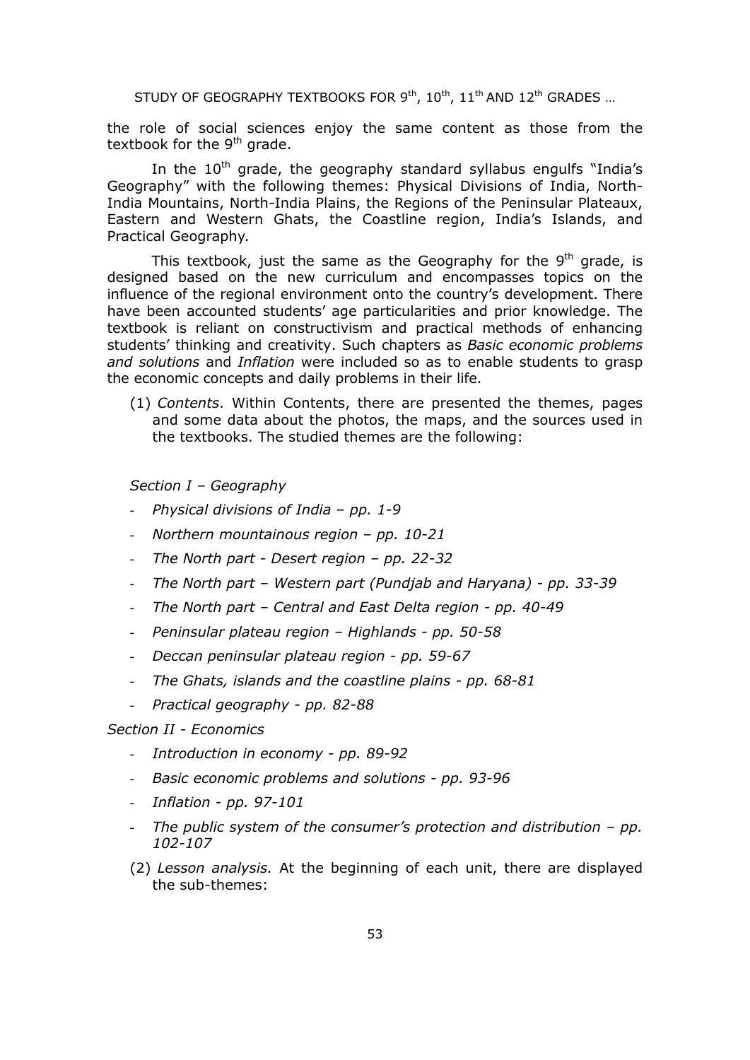the role of social sciences enjoy the same content as those from the textbook for the 9th grade.

In the 10th grade, the geography standard syllabus engulfs "India's Geography" with the following themes: Physical Divisions of India, North-India Mountains, North-India Plains, the Regions of the Peninsular Plateaux, Eastern and Western Ghats, the Coastline region, India's Islands, and Practical Geography.

This textbook, just the same as the Geography for the 9th grade, is designed based on the new curriculum and encompasses topics on the influence of the regional environment onto the country's development. There have been accounted students' age particularities and prior knowledge. The textbook is reliant on constructivism and practical methods of enhancing students' thinking and creativity. Such chapters as *Basic economic problems and solutions* and *Inflation* were included so as to enable students to grasp the economic concepts and daily problems in their life.

(1) *Contents*. Within Contents, there are presented the themes, pages and some data about the photos, the maps, and the sources used in the textbooks. The studied themes are the following:

*Section I – Geography*

- *Physical divisions of India – pp. 1-9*
- *Northern mountainous region – pp. 10-21*
- *The North part - Desert region – pp. 22-32*
- *The North part – Western part (Pundjab and Haryana) - pp. 33-39*
- *The North part – Central and East Delta region - pp. 40-49*
- *Peninsular plateau region – Highlands - pp. 50-58*
- *Deccan peninsular plateau region - pp. 59-67*
- *The Ghats, islands and the coastline plains - pp. 68-81*
- *Practical geography - pp. 82-88*

*Section II - Economics*

- *Introduction in economy - pp. 89-92*
- *Basic economic problems and solutions - pp. 93-96*
- *Inflation - pp. 97-101*
- *The public system of the consumer's protection and distribution – pp. 102-107*

(2) *Lesson analysis.* At the beginning of each unit, there are displayed the sub-themes: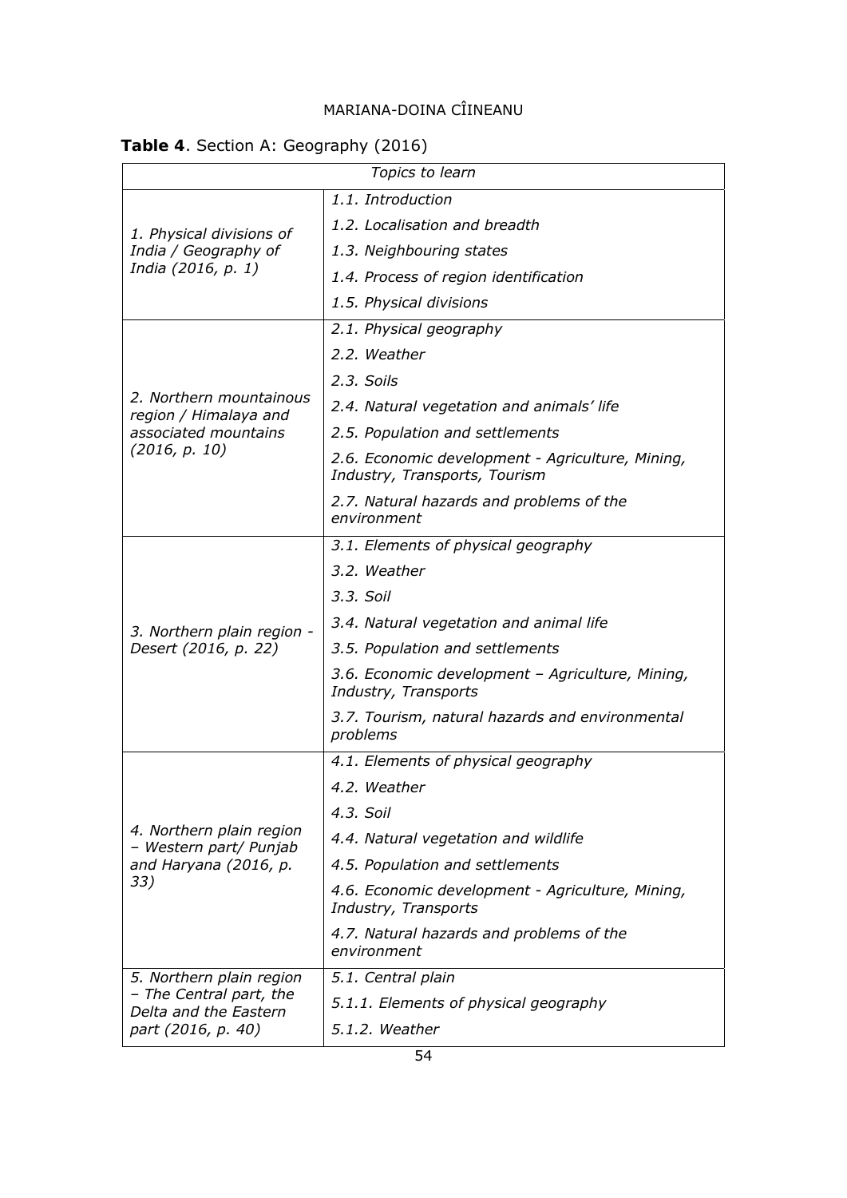**Table 4**. Section A: Geography (2016)

| *Topics to learn* | |
|---|---|
| *1. Physical divisions of India / Geography of India (2016, p. 1)* | *1.1. Introduction* |
| | *1.2. Localisation and breadth* |
| | *1.3. Neighbouring states* |
| | *1.4. Process of region identification* |
| | *1.5. Physical divisions* |
| *2. Northern mountainous region / Himalaya and associated mountains (2016, p. 10)* | *2.1. Physical geography* |
| | *2.2. Weather* |
| | *2.3. Soils* |
| | *2.4. Natural vegetation and animals' life* |
| | *2.5. Population and settlements* |
| | *2.6. Economic development - Agriculture, Mining, Industry, Transports, Tourism* |
| | *2.7. Natural hazards and problems of the environment* |
| *3. Northern plain region - Desert (2016, p. 22)* | *3.1. Elements of physical geography* |
| | *3.2. Weather* |
| | *3.3. Soil* |
| | *3.4. Natural vegetation and animal life* |
| | *3.5. Population and settlements* |
| | *3.6. Economic development – Agriculture, Mining, Industry, Transports* |
| | *3.7. Tourism, natural hazards and environmental problems* |
| *4. Northern plain region – Western part/ Punjab and Haryana (2016, p. 33)* | *4.1. Elements of physical geography* |
| | *4.2. Weather* |
| | *4.3. Soil* |
| | *4.4. Natural vegetation and wildlife* |
| | *4.5. Population and settlements* |
| | *4.6. Economic development - Agriculture, Mining, Industry, Transports* |
| | *4.7. Natural hazards and problems of the environment* |
| *5. Northern plain region – The Central part, the Delta and the Eastern part (2016, p. 40)* | *5.1. Central plain* |
| | *5.1.1. Elements of physical geography* |
| | *5.1.2. Weather* |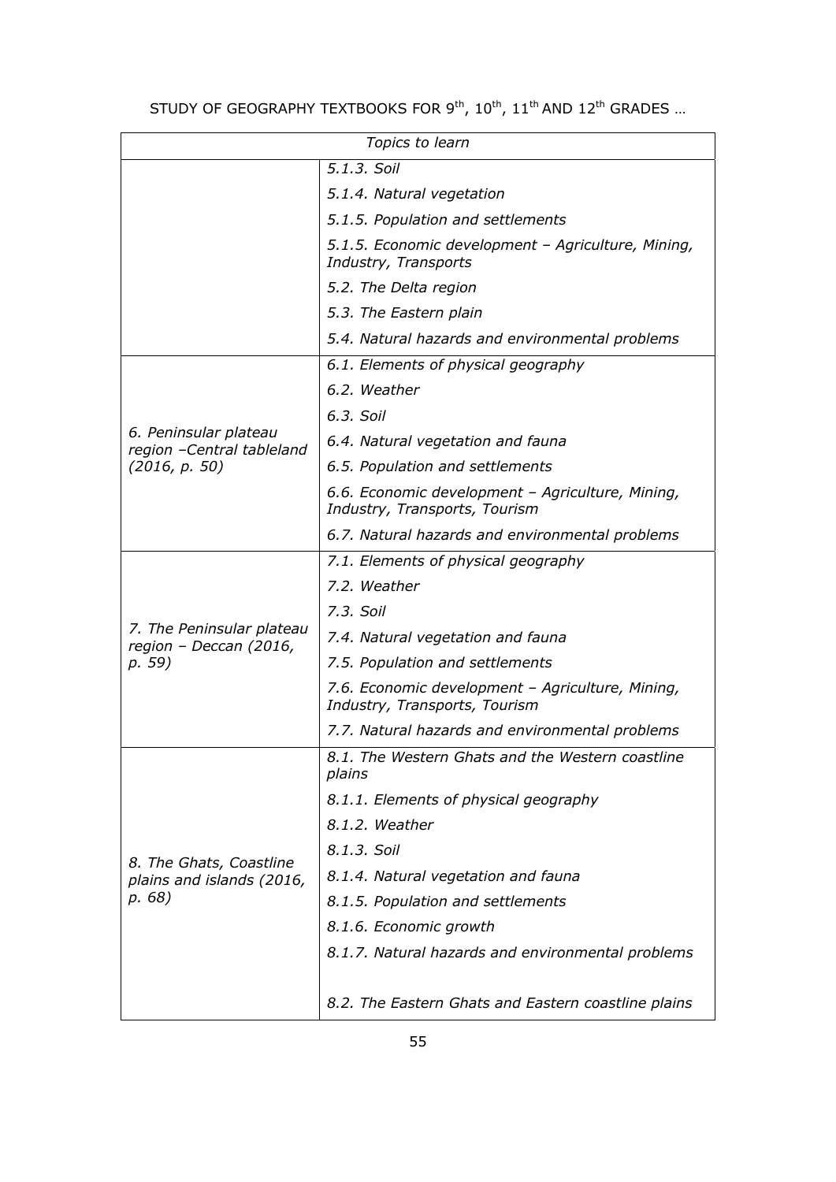| Topics to learn | |
|---|---|
| | *5.1.3. Soil* |
| | *5.1.4. Natural vegetation* |
| | *5.1.5. Population and settlements* |
| | *5.1.5. Economic development – Agriculture, Mining, Industry, Transports* |
| | *5.2. The Delta region* |
| | *5.3. The Eastern plain* |
| | *5.4. Natural hazards and environmental problems* |
| *6. Peninsular plateau region –Central tableland (2016, p. 50)* | *6.1. Elements of physical geography* |
| | *6.2. Weather* |
| | *6.3. Soil* |
| | *6.4. Natural vegetation and fauna* |
| | *6.5. Population and settlements* |
| | *6.6. Economic development – Agriculture, Mining, Industry, Transports, Tourism* |
| | *6.7. Natural hazards and environmental problems* |
| *7. The Peninsular plateau region – Deccan (2016, p. 59)* | *7.1. Elements of physical geography* |
| | *7.2. Weather* |
| | *7.3. Soil* |
| | *7.4. Natural vegetation and fauna* |
| | *7.5. Population and settlements* |
| | *7.6. Economic development – Agriculture, Mining, Industry, Transports, Tourism* |
| | *7.7. Natural hazards and environmental problems* |
| *8. The Ghats, Coastline plains and islands (2016, p. 68)* | *8.1. The Western Ghats and the Western coastline plains* |
| | *8.1.1. Elements of physical geography* |
| | *8.1.2. Weather* |
| | *8.1.3. Soil* |
| | *8.1.4. Natural vegetation and fauna* |
| | *8.1.5. Population and settlements* |
| | *8.1.6. Economic growth* |
| | *8.1.7. Natural hazards and environmental problems* |
| | *8.2. The Eastern Ghats and Eastern coastline plains* |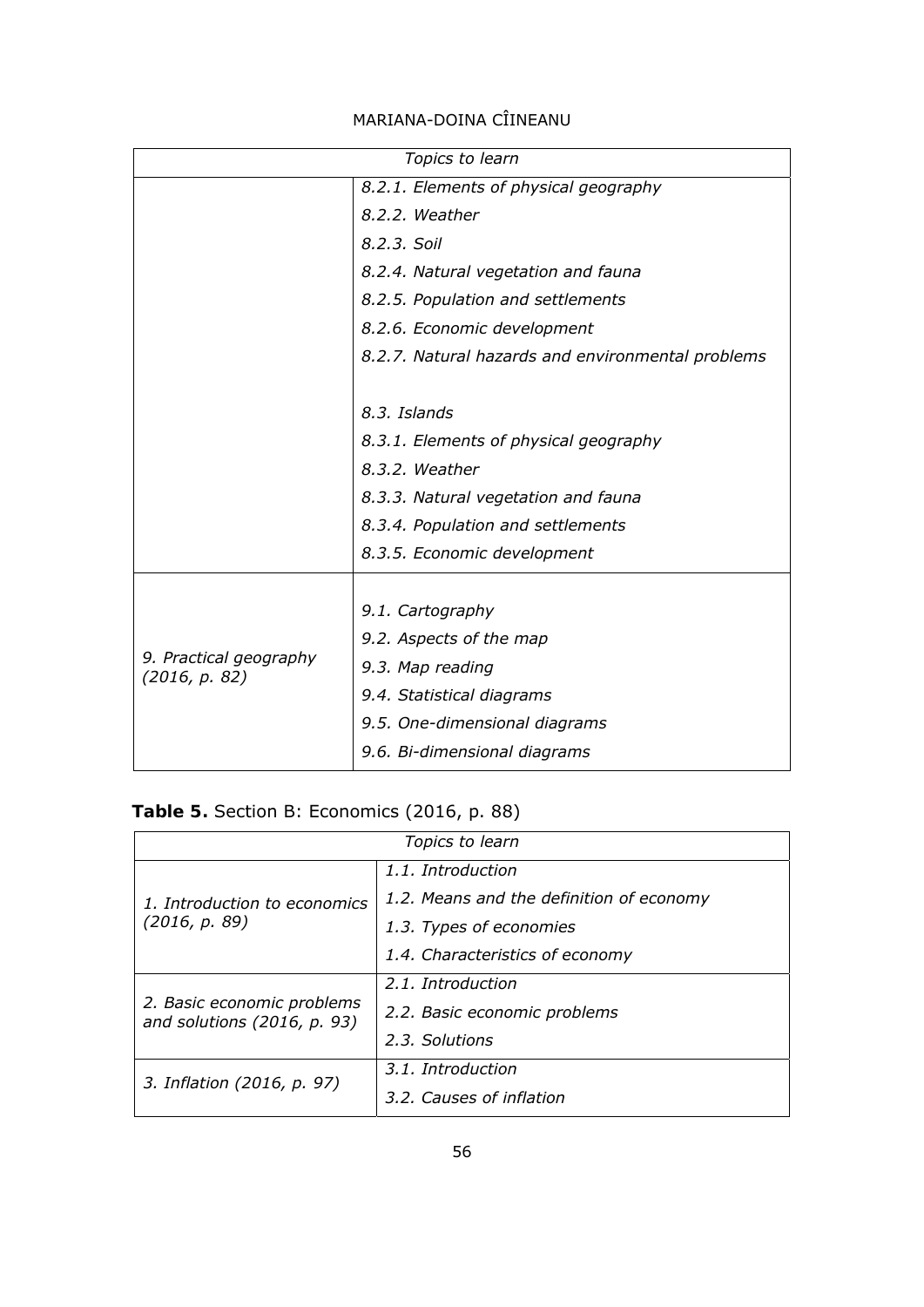| Topics to learn | |
|---|---|
| | *8.2.1. Elements of physical geography* |
| | *8.2.2. Weather* |
| | *8.2.3. Soil* |
| | *8.2.4. Natural vegetation and fauna* |
| | *8.2.5. Population and settlements* |
| | *8.2.6. Economic development* |
| | *8.2.7. Natural hazards and environmental problems* |
| | *8.3. Islands* |
| | *8.3.1. Elements of physical geography* |
| | *8.3.2. Weather* |
| | *8.3.3. Natural vegetation and fauna* |
| | *8.3.4. Population and settlements* |
| | *8.3.5. Economic development* |
| *9. Practical geography (2016, p. 82)* | *9.1. Cartography* |
| | *9.2. Aspects of the map* |
| | *9.3. Map reading* |
| | *9.4. Statistical diagrams* |
| | *9.5. One-dimensional diagrams* |
| | *9.6. Bi-dimensional diagrams* |

**Table 5.** Section B: Economics (2016, p. 88)

| Topics to learn | |
|---|---|
| *1. Introduction to economics (2016, p. 89)* | *1.1. Introduction* |
| | *1.2. Means and the definition of economy* |
| | *1.3. Types of economies* |
| | *1.4. Characteristics of economy* |
| *2. Basic economic problems and solutions (2016, p. 93)* | *2.1. Introduction* |
| | *2.2. Basic economic problems* |
| | *2.3. Solutions* |
| *3. Inflation (2016, p. 97)* | *3.1. Introduction* |
| | *3.2. Causes of inflation* |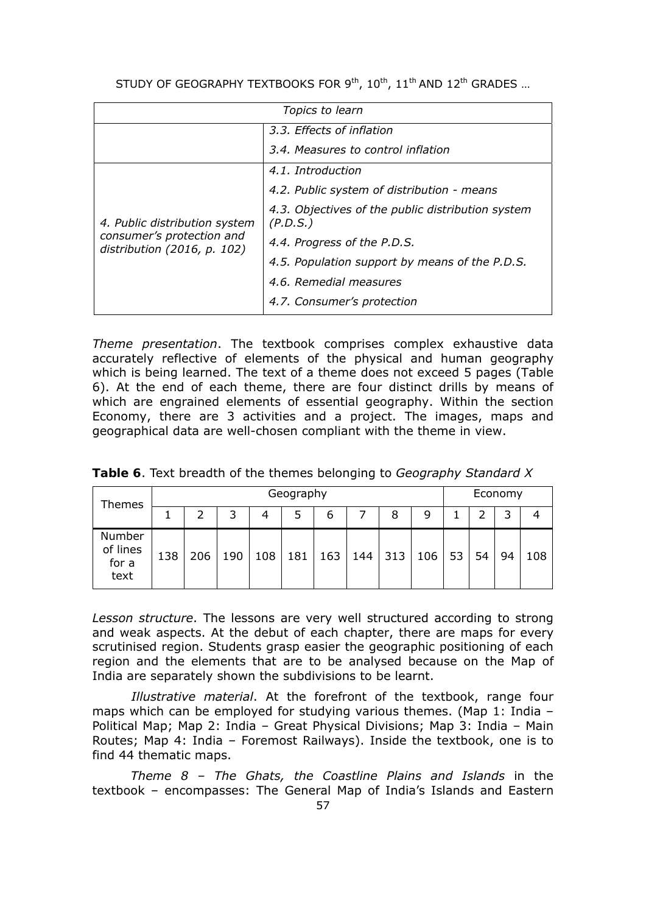| Topics to learn | |
|---|---|
| | *3.3. Effects of inflation* |
| | *3.4. Measures to control inflation* |
| *4. Public distribution system consumer's protection and distribution (2016, p. 102)* | *4.1. Introduction* |
| | *4.2. Public system of distribution - means* |
| | *4.3. Objectives of the public distribution system (P.D.S.)* |
| | *4.4. Progress of the P.D.S.* |
| | *4.5. Population support by means of the P.D.S.* |
| | *4.6. Remedial measures* |
| | *4.7. Consumer's protection* |

*Theme presentation*. The textbook comprises complex exhaustive data accurately reflective of elements of the physical and human geography which is being learned. The text of a theme does not exceed 5 pages (Table 6). At the end of each theme, there are four distinct drills by means of which are engrained elements of essential geography. Within the section Economy, there are 3 activities and a project. The images, maps and geographical data are well-chosen compliant with the theme in view.

**Table 6**. Text breadth of the themes belonging to *Geography Standard X*

| Themes | Geography | | | | | | | | | Economy | | | |
|---|---|---|---|---|---|---|---|---|---|---|---|---|---|
| | 1 | 2 | 3 | 4 | 5 | 6 | 7 | 8 | 9 | 1 | 2 | 3 | 4 |
| Number of lines for a text | 138 | 206 | 190 | 108 | 181 | 163 | 144 | 313 | 106 | 53 | 54 | 94 | 108 |

*Lesson structure*. The lessons are very well structured according to strong and weak aspects. At the debut of each chapter, there are maps for every scrutinised region. Students grasp easier the geographic positioning of each region and the elements that are to be analysed because on the Map of India are separately shown the subdivisions to be learnt.

*Illustrative material*. At the forefront of the textbook, range four maps which can be employed for studying various themes. (Map 1: India – Political Map; Map 2: India – Great Physical Divisions; Map 3: India – Main Routes; Map 4: India – Foremost Railways). Inside the textbook, one is to find 44 thematic maps.

*Theme 8 – The Ghats, the Coastline Plains and Islands* in the textbook – encompasses: The General Map of India's Islands and Eastern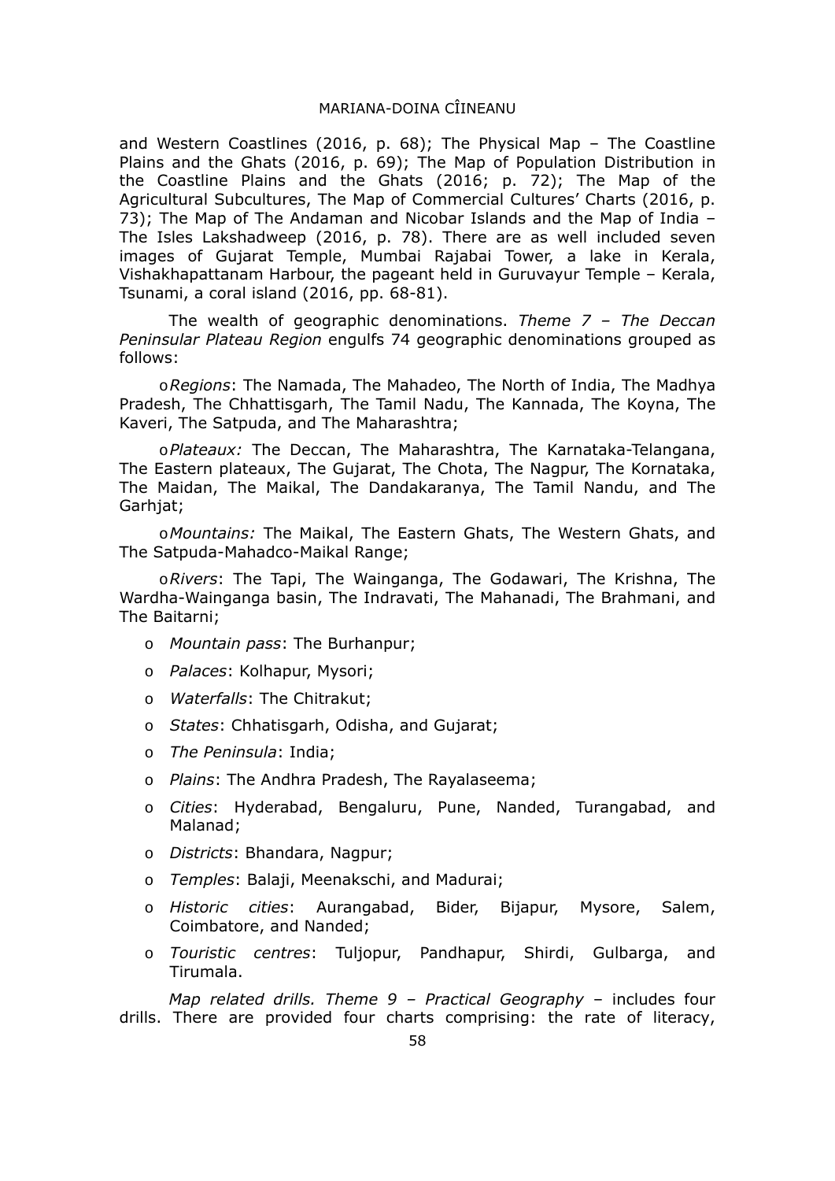and Western Coastlines (2016, p. 68); The Physical Map – The Coastline Plains and the Ghats (2016, p. 69); The Map of Population Distribution in the Coastline Plains and the Ghats (2016; p. 72); The Map of the Agricultural Subcultures, The Map of Commercial Cultures' Charts (2016, p. 73); The Map of The Andaman and Nicobar Islands and the Map of India – The Isles Lakshadweep (2016, p. 78). There are as well included seven images of Gujarat Temple, Mumbai Rajabai Tower, a lake in Kerala, Vishakhapattanam Harbour, the pageant held in Guruvayur Temple – Kerala, Tsunami, a coral island (2016, pp. 68-81).

The wealth of geographic denominations. *Theme 7 – The Deccan Peninsular Plateau Region* engulfs 74 geographic denominations grouped as follows:

- *Regions*: The Namada, The Mahadeo, The North of India, The Madhya Pradesh, The Chhattisgarh, The Tamil Nadu, The Kannada, The Koyna, The Kaveri, The Satpuda, and The Maharashtra;
- *Plateaux:* The Deccan, The Maharashtra, The Karnataka-Telangana, The Eastern plateaux, The Gujarat, The Chota, The Nagpur, The Kornataka, The Maidan, The Maikal, The Dandakaranya, The Tamil Nandu, and The Garhjat;
- *Mountains:* The Maikal, The Eastern Ghats, The Western Ghats, and The Satpuda-Mahadco-Maikal Range;
- *Rivers*: The Tapi, The Wainganga, The Godawari, The Krishna, The Wardha-Wainganga basin, The Indravati, The Mahanadi, The Brahmani, and The Baitarni;
- *Mountain pass*: The Burhanpur;
- *Palaces*: Kolhapur, Mysori;
- *Waterfalls*: The Chitrakut;
- *States*: Chhatisgarh, Odisha, and Gujarat;
- *The Peninsula*: India;
- *Plains*: The Andhra Pradesh, The Rayalaseema;
- *Cities*: Hyderabad, Bengaluru, Pune, Nanded, Turangabad, and Malanad;
- *Districts*: Bhandara, Nagpur;
- *Temples*: Balaji, Meenakschi, and Madurai;
- *Historic cities*: Aurangabad, Bider, Bijapur, Mysore, Salem, Coimbatore, and Nanded;
- *Touristic centres*: Tuljopur, Pandhapur, Shirdi, Gulbarga, and Tirumala.

*Map related drills. Theme 9 – Practical Geography* – includes four drills. There are provided four charts comprising: the rate of literacy,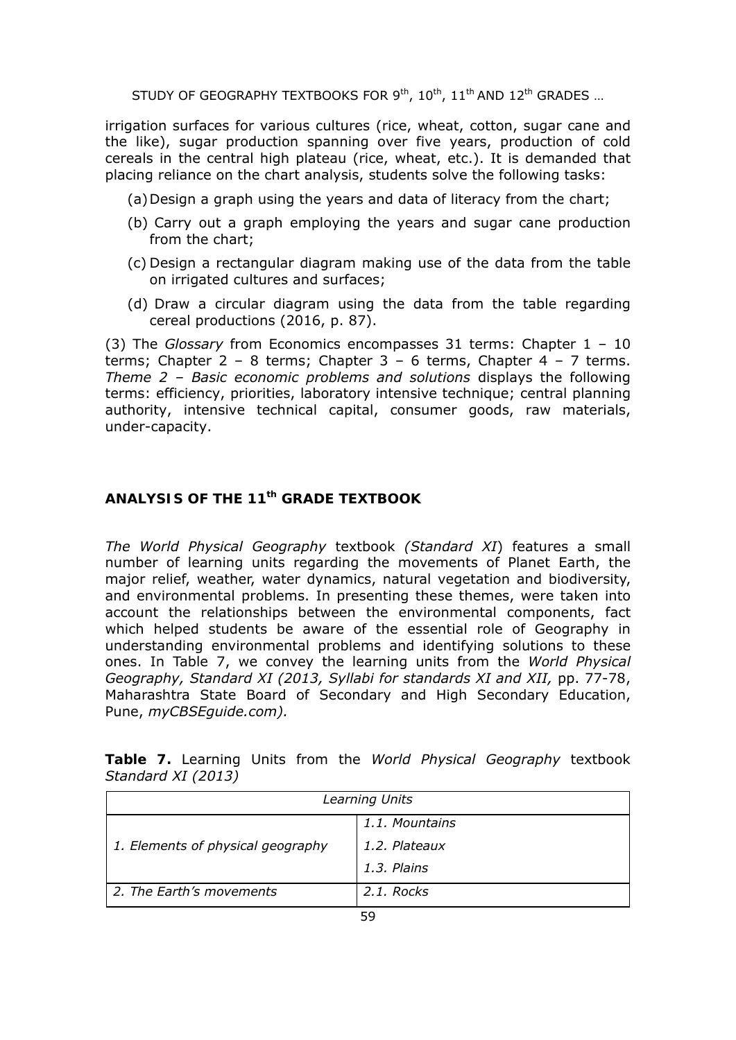irrigation surfaces for various cultures (rice, wheat, cotton, sugar cane and the like), sugar production spanning over five years, production of cold cereals in the central high plateau (rice, wheat, etc.). It is demanded that placing reliance on the chart analysis, students solve the following tasks:

(a) Design a graph using the years and data of literacy from the chart;

(b) Carry out a graph employing the years and sugar cane production from the chart;

(c) Design a rectangular diagram making use of the data from the table on irrigated cultures and surfaces;

(d) Draw a circular diagram using the data from the table regarding cereal productions (2016, p. 87).

(3) The *Glossary* from Economics encompasses 31 terms: Chapter 1 – 10 terms; Chapter 2 – 8 terms; Chapter 3 – 6 terms, Chapter 4 – 7 terms. *Theme 2 – Basic economic problems and solutions* displays the following terms: efficiency, priorities, laboratory intensive technique; central planning authority, intensive technical capital, consumer goods, raw materials, under-capacity.

## ANALYSIS OF THE 11th GRADE TEXTBOOK

*The World Physical Geography* textbook *(Standard XI*) features a small number of learning units regarding the movements of Planet Earth, the major relief, weather, water dynamics, natural vegetation and biodiversity, and environmental problems. In presenting these themes, were taken into account the relationships between the environmental components, fact which helped students be aware of the essential role of Geography in understanding environmental problems and identifying solutions to these ones. In Table 7, we convey the learning units from the *World Physical Geography, Standard XI (2013, Syllabi for standards XI and XII,* pp. 77-78, Maharashtra State Board of Secondary and High Secondary Education, Pune, *myCBSEguide.com).*

**Table 7.** Learning Units from the *World Physical Geography* textbook *Standard XI (2013)*

| *Learning Units* | |
|---|---|
| *1. Elements of physical geography* | *1.1. Mountains* |
| | *1.2. Plateaux* |
| | *1.3. Plains* |
| *2. The Earth's movements* | *2.1. Rocks* |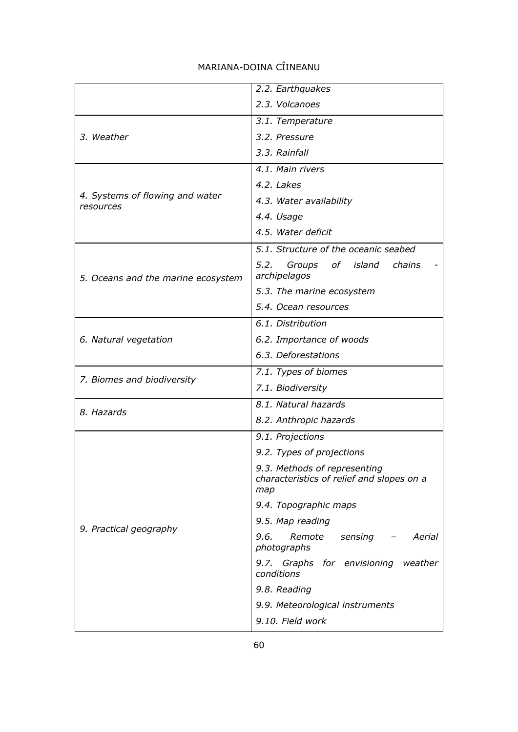| | |
|---|---|
| | *2.2. Earthquakes* |
| | *2.3. Volcanoes* |
| *3. Weather* | *3.1. Temperature* |
| | *3.2. Pressure* |
| | *3.3. Rainfall* |
| *4. Systems of flowing and water resources* | *4.1. Main rivers* |
| | *4.2. Lakes* |
| | *4.3. Water availability* |
| | *4.4. Usage* |
| | *4.5. Water deficit* |
| *5. Oceans and the marine ecosystem* | *5.1. Structure of the oceanic seabed* |
| | *5.2. Groups of island chains - archipelagos* |
| | *5.3. The marine ecosystem* |
| | *5.4. Ocean resources* |
| *6. Natural vegetation* | *6.1. Distribution* |
| | *6.2. Importance of woods* |
| | *6.3. Deforestations* |
| *7. Biomes and biodiversity* | *7.1. Types of biomes* |
| | *7.1. Biodiversity* |
| *8. Hazards* | *8.1. Natural hazards* |
| | *8.2. Anthropic hazards* |
| *9. Practical geography* | *9.1. Projections* |
| | *9.2. Types of projections* |
| | *9.3. Methods of representing characteristics of relief and slopes on a map* |
| | *9.4. Topographic maps* |
| | *9.5. Map reading* |
| | *9.6. Remote sensing – Aerial photographs* |
| | *9.7. Graphs for envisioning weather conditions* |
| | *9.8. Reading* |
| | *9.9. Meteorological instruments* |
| | *9.10. Field work* |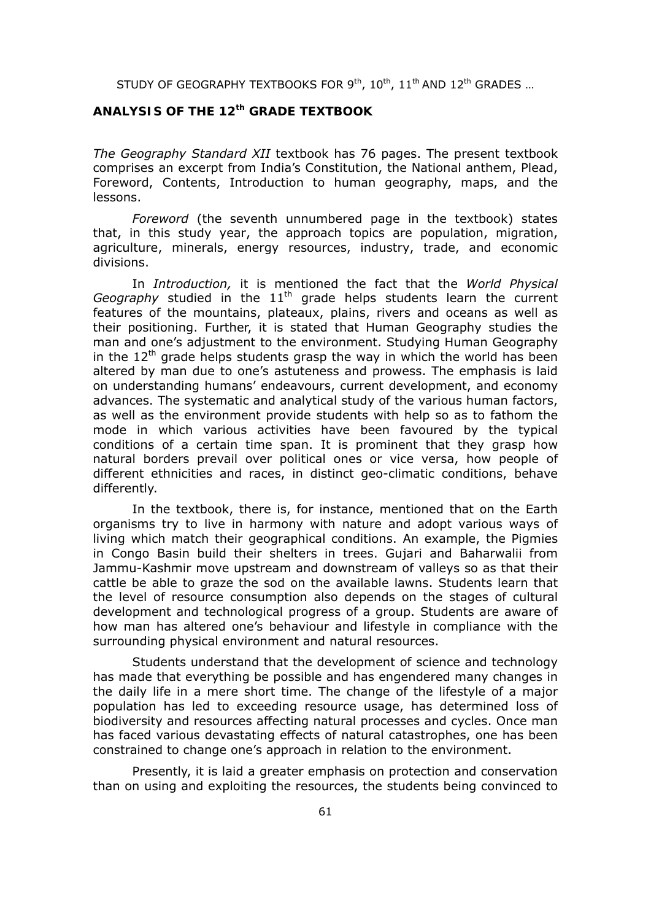## ANALYSIS OF THE 12th GRADE TEXTBOOK

*The Geography Standard XII* textbook has 76 pages. The present textbook comprises an excerpt from India's Constitution, the National anthem, Plead, Foreword, Contents, Introduction to human geography, maps, and the lessons.

*Foreword* (the seventh unnumbered page in the textbook) states that, in this study year, the approach topics are population, migration, agriculture, minerals, energy resources, industry, trade, and economic divisions.

In *Introduction,* it is mentioned the fact that the *World Physical Geography* studied in the 11th grade helps students learn the current features of the mountains, plateaux, plains, rivers and oceans as well as their positioning. Further, it is stated that Human Geography studies the man and one's adjustment to the environment. Studying Human Geography in the 12th grade helps students grasp the way in which the world has been altered by man due to one's astuteness and prowess. The emphasis is laid on understanding humans' endeavours, current development, and economy advances. The systematic and analytical study of the various human factors, as well as the environment provide students with help so as to fathom the mode in which various activities have been favoured by the typical conditions of a certain time span. It is prominent that they grasp how natural borders prevail over political ones or vice versa, how people of different ethnicities and races, in distinct geo-climatic conditions, behave differently.

In the textbook, there is, for instance, mentioned that on the Earth organisms try to live in harmony with nature and adopt various ways of living which match their geographical conditions. An example, the Pigmies in Congo Basin build their shelters in trees. Gujari and Baharwalii from Jammu-Kashmir move upstream and downstream of valleys so as that their cattle be able to graze the sod on the available lawns. Students learn that the level of resource consumption also depends on the stages of cultural development and technological progress of a group. Students are aware of how man has altered one's behaviour and lifestyle in compliance with the surrounding physical environment and natural resources.

Students understand that the development of science and technology has made that everything be possible and has engendered many changes in the daily life in a mere short time. The change of the lifestyle of a major population has led to exceeding resource usage, has determined loss of biodiversity and resources affecting natural processes and cycles. Once man has faced various devastating effects of natural catastrophes, one has been constrained to change one's approach in relation to the environment.

Presently, it is laid a greater emphasis on protection and conservation than on using and exploiting the resources, the students being convinced to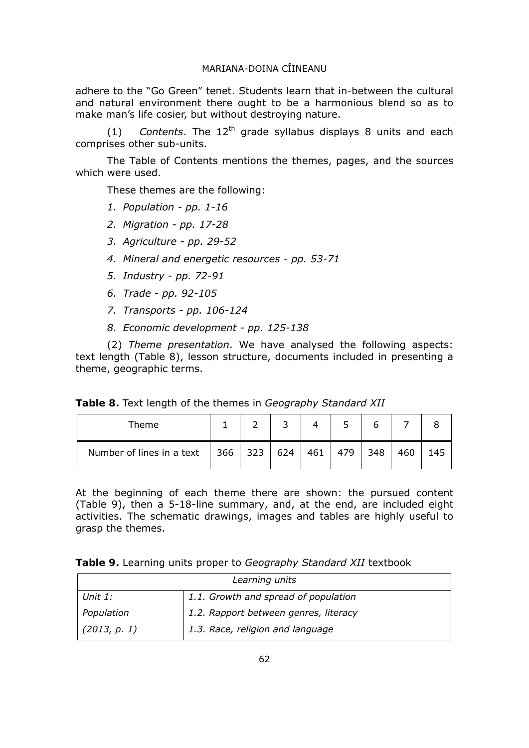adhere to the "Go Green" tenet. Students learn that in-between the cultural and natural environment there ought to be a harmonious blend so as to make man's life cosier, but without destroying nature.

(1) *Contents*. The 12$^{th}$ grade syllabus displays 8 units and each comprises other sub-units.

The Table of Contents mentions the themes, pages, and the sources which were used.

These themes are the following:

1. *Population - pp. 1-16*
2. *Migration - pp. 17-28*
3. *Agriculture - pp. 29-52*
4. *Mineral and energetic resources - pp. 53-71*
5. *Industry - pp. 72-91*
6. *Trade - pp. 92-105*
7. *Transports - pp. 106-124*
8. *Economic development - pp. 125-138*

(2) *Theme presentation*. We have analysed the following aspects: text length (Table 8), lesson structure, documents included in presenting a theme, geographic terms.

**Table 8.** Text length of the themes in *Geography Standard XII*

| Theme | 1 | 2 | 3 | 4 | 5 | 6 | 7 | 8 |
|---|---|---|---|---|---|---|---|---|
| Number of lines in a text | 366 | 323 | 624 | 461 | 479 | 348 | 460 | 145 |

At the beginning of each theme there are shown: the pursued content (Table 9), then a 5-18-line summary, and, at the end, are included eight activities. The schematic drawings, images and tables are highly useful to grasp the themes.

**Table 9.** Learning units proper to *Geography Standard XII* textbook

| *Learning units* | |
|---|---|
| *Unit 1:* | *1.1. Growth and spread of population* |
| *Population* | *1.2. Rapport between genres, literacy* |
| *(2013, p. 1)* | *1.3. Race, religion and language* |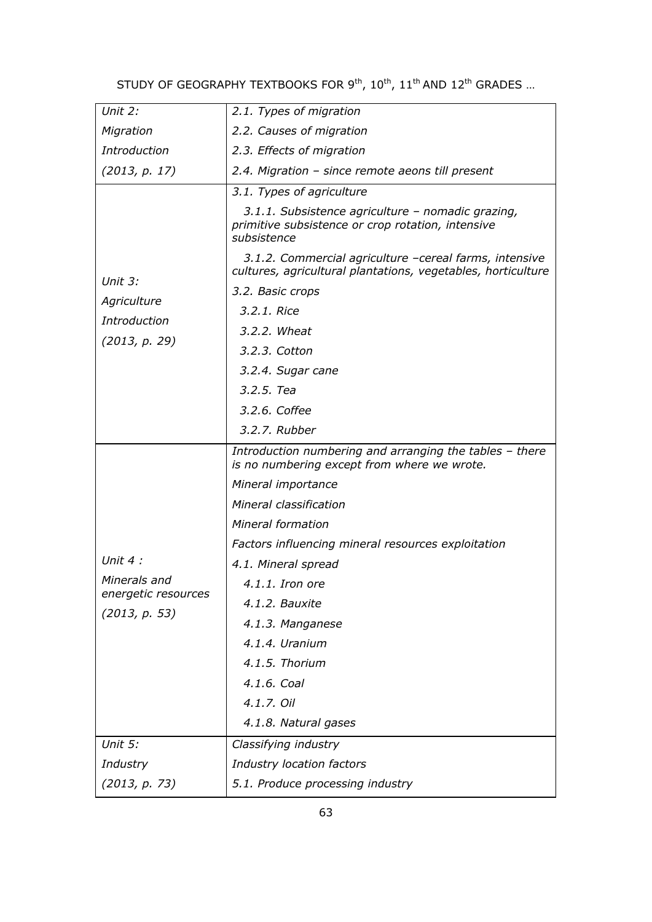| | |
|---|---|
| *Unit 2: Migration Introduction (2013, p. 17)* | *2.1. Types of migration*<br>*2.2. Causes of migration*<br>*2.3. Effects of migration*<br>*2.4. Migration – since remote aeons till present* |
| *Unit 3: Agriculture Introduction (2013, p. 29)* | *3.1. Types of agriculture*<br>*3.1.1. Subsistence agriculture – nomadic grazing, primitive subsistence or crop rotation, intensive subsistence*<br>*3.1.2. Commercial agriculture –cereal farms, intensive cultures, agricultural plantations, vegetables, horticulture*<br>*3.2. Basic crops*<br>*3.2.1. Rice*<br>*3.2.2. Wheat*<br>*3.2.3. Cotton*<br>*3.2.4. Sugar cane*<br>*3.2.5. Tea*<br>*3.2.6. Coffee*<br>*3.2.7. Rubber* |
| *Unit 4 : Minerals and energetic resources (2013, p. 53)* | *Introduction numbering and arranging the tables – there is no numbering except from where we wrote.*<br>*Mineral importance*<br>*Mineral classification*<br>*Mineral formation*<br>*Factors influencing mineral resources exploitation*<br>*4.1. Mineral spread*<br>*4.1.1. Iron ore*<br>*4.1.2. Bauxite*<br>*4.1.3. Manganese*<br>*4.1.4. Uranium*<br>*4.1.5. Thorium*<br>*4.1.6. Coal*<br>*4.1.7. Oil*<br>*4.1.8. Natural gases* |
| *Unit 5: Industry (2013, p. 73)* | *Classifying industry*<br>*Industry location factors*<br>*5.1. Produce processing industry* |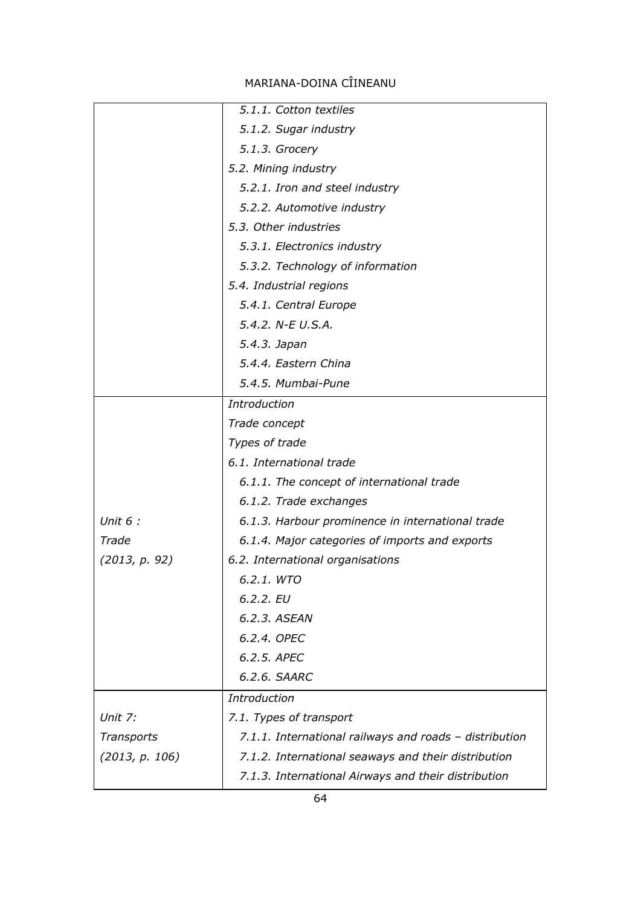|  |  |
|---|---|
|  | *5.1.1. Cotton textiles* |
|  | *5.1.2. Sugar industry* |
|  | *5.1.3. Grocery* |
|  | *5.2. Mining industry* |
|  | *5.2.1. Iron and steel industry* |
|  | *5.2.2. Automotive industry* |
|  | *5.3. Other industries* |
|  | *5.3.1. Electronics industry* |
|  | *5.3.2. Technology of information* |
|  | *5.4. Industrial regions* |
|  | *5.4.1. Central Europe* |
|  | *5.4.2. N-E U.S.A.* |
|  | *5.4.3. Japan* |
|  | *5.4.4. Eastern China* |
|  | *5.4.5. Mumbai-Pune* |
| *Unit 6 : Trade (2013, p. 92)* | *Introduction*<br>*Trade concept*<br>*Types of trade*<br>*6.1. International trade*<br>*6.1.1. The concept of international trade*<br>*6.1.2. Trade exchanges*<br>*6.1.3. Harbour prominence in international trade*<br>*6.1.4. Major categories of imports and exports*<br>*6.2. International organisations*<br>*6.2.1. WTO*<br>*6.2.2. EU*<br>*6.2.3. ASEAN*<br>*6.2.4. OPEC*<br>*6.2.5. APEC*<br>*6.2.6. SAARC* |
| *Unit 7: Transports (2013, p. 106)* | *Introduction*<br>*7.1. Types of transport*<br>*7.1.1. International railways and roads – distribution*<br>*7.1.2. International seaways and their distribution*<br>*7.1.3. International Airways and their distribution* |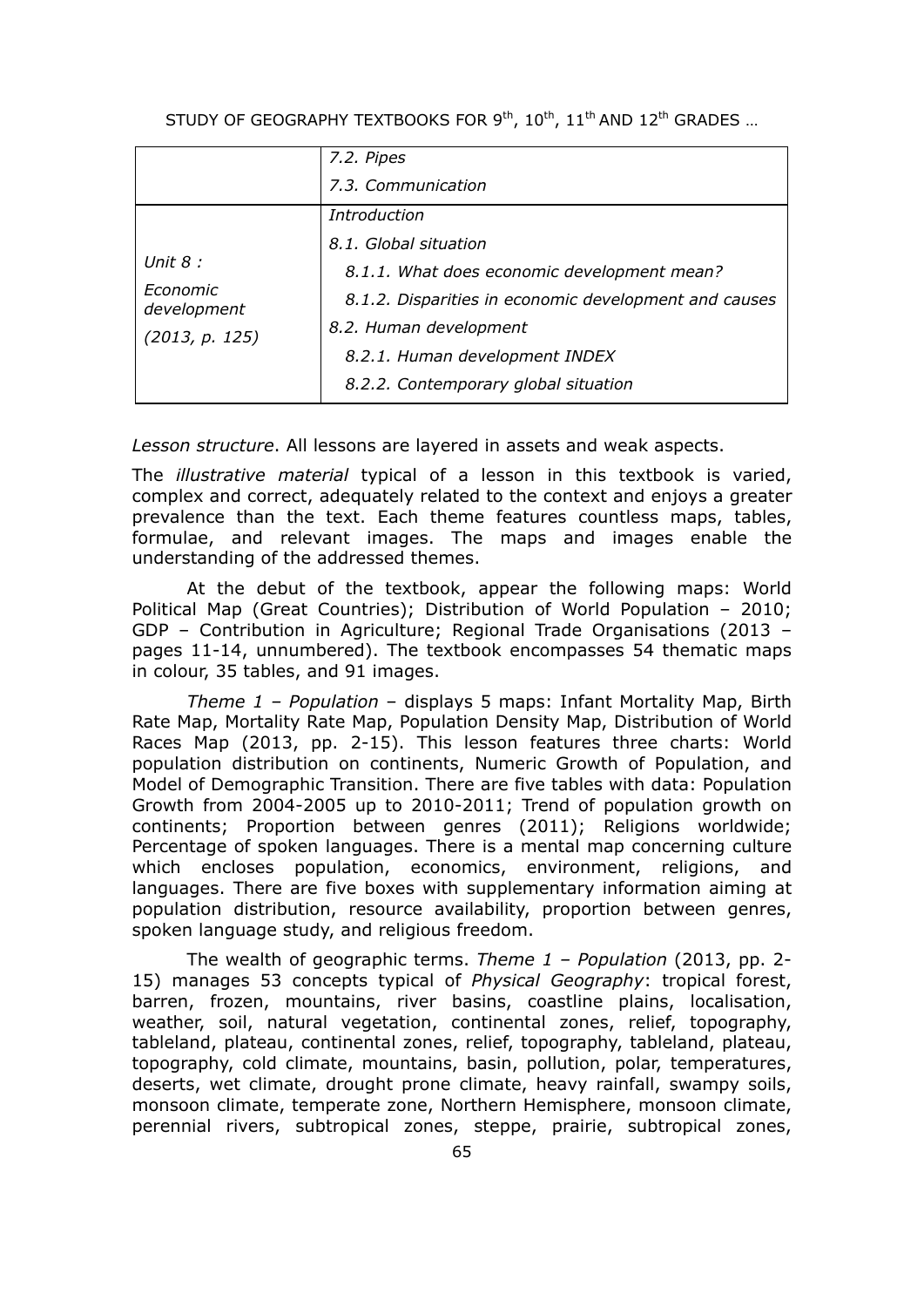| | |
|---|---|
| | *7.2. Pipes* |
| | *7.3. Communication* |
| *Unit 8 :* *Economic development* *(2013, p. 125)* | *Introduction* *8.1. Global situation* *8.1.1. What does economic development mean?* *8.1.2. Disparities in economic development and causes* *8.2. Human development* *8.2.1. Human development INDEX* *8.2.2. Contemporary global situation* |

*Lesson structure*. All lessons are layered in assets and weak aspects.

The *illustrative material* typical of a lesson in this textbook is varied, complex and correct, adequately related to the context and enjoys a greater prevalence than the text. Each theme features countless maps, tables, formulae, and relevant images. The maps and images enable the understanding of the addressed themes.

At the debut of the textbook, appear the following maps: World Political Map (Great Countries); Distribution of World Population – 2010; GDP – Contribution in Agriculture; Regional Trade Organisations (2013 – pages 11-14, unnumbered). The textbook encompasses 54 thematic maps in colour, 35 tables, and 91 images.

*Theme 1 – Population* – displays 5 maps: Infant Mortality Map, Birth Rate Map, Mortality Rate Map, Population Density Map, Distribution of World Races Map (2013, pp. 2-15). This lesson features three charts: World population distribution on continents, Numeric Growth of Population, and Model of Demographic Transition. There are five tables with data: Population Growth from 2004-2005 up to 2010-2011; Trend of population growth on continents; Proportion between genres (2011); Religions worldwide; Percentage of spoken languages. There is a mental map concerning culture which encloses population, economics, environment, religions, and languages. There are five boxes with supplementary information aiming at population distribution, resource availability, proportion between genres, spoken language study, and religious freedom.

The wealth of geographic terms. *Theme 1 – Population* (2013, pp. 2-15) manages 53 concepts typical of *Physical Geography*: tropical forest, barren, frozen, mountains, river basins, coastline plains, localisation, weather, soil, natural vegetation, continental zones, relief, topography, tableland, plateau, continental zones, relief, topography, tableland, plateau, topography, cold climate, mountains, basin, pollution, polar, temperatures, deserts, wet climate, drought prone climate, heavy rainfall, swampy soils, monsoon climate, temperate zone, Northern Hemisphere, monsoon climate, perennial rivers, subtropical zones, steppe, prairie, subtropical zones,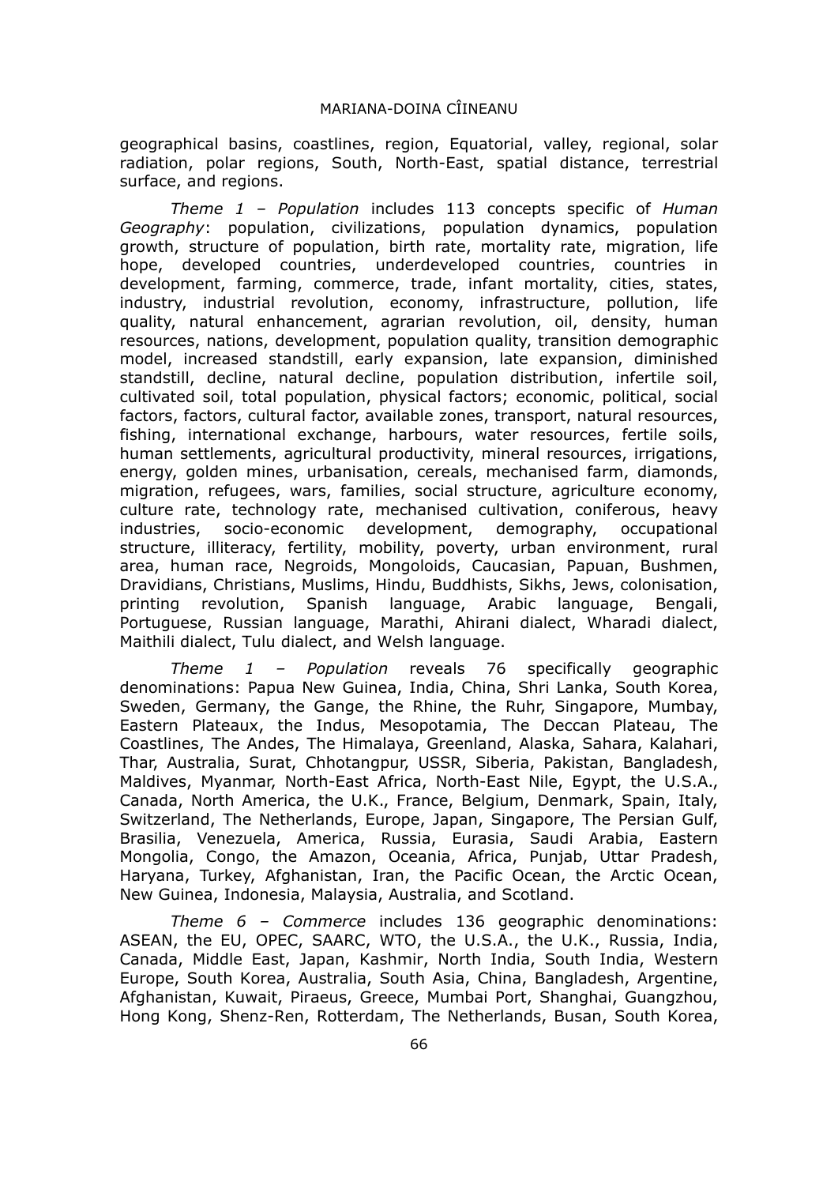geographical basins, coastlines, region, Equatorial, valley, regional, solar radiation, polar regions, South, North-East, spatial distance, terrestrial surface, and regions.

*Theme 1 – Population* includes 113 concepts specific of *Human Geography*: population, civilizations, population dynamics, population growth, structure of population, birth rate, mortality rate, migration, life hope, developed countries, underdeveloped countries, countries in development, farming, commerce, trade, infant mortality, cities, states, industry, industrial revolution, economy, infrastructure, pollution, life quality, natural enhancement, agrarian revolution, oil, density, human resources, nations, development, population quality, transition demographic model, increased standstill, early expansion, late expansion, diminished standstill, decline, natural decline, population distribution, infertile soil, cultivated soil, total population, physical factors; economic, political, social factors, factors, cultural factor, available zones, transport, natural resources, fishing, international exchange, harbours, water resources, fertile soils, human settlements, agricultural productivity, mineral resources, irrigations, energy, golden mines, urbanisation, cereals, mechanised farm, diamonds, migration, refugees, wars, families, social structure, agriculture economy, culture rate, technology rate, mechanised cultivation, coniferous, heavy industries, socio-economic development, demography, occupational structure, illiteracy, fertility, mobility, poverty, urban environment, rural area, human race, Negroids, Mongoloids, Caucasian, Papuan, Bushmen, Dravidians, Christians, Muslims, Hindu, Buddhists, Sikhs, Jews, colonisation, printing revolution, Spanish language, Arabic language, Bengali, Portuguese, Russian language, Marathi, Ahirani dialect, Wharadi dialect, Maithili dialect, Tulu dialect, and Welsh language.

*Theme 1 – Population* reveals 76 specifically geographic denominations: Papua New Guinea, India, China, Shri Lanka, South Korea, Sweden, Germany, the Gange, the Rhine, the Ruhr, Singapore, Mumbay, Eastern Plateaux, the Indus, Mesopotamia, The Deccan Plateau, The Coastlines, The Andes, The Himalaya, Greenland, Alaska, Sahara, Kalahari, Thar, Australia, Surat, Chhotangpur, USSR, Siberia, Pakistan, Bangladesh, Maldives, Myanmar, North-East Africa, North-East Nile, Egypt, the U.S.A., Canada, North America, the U.K., France, Belgium, Denmark, Spain, Italy, Switzerland, The Netherlands, Europe, Japan, Singapore, The Persian Gulf, Brasilia, Venezuela, America, Russia, Eurasia, Saudi Arabia, Eastern Mongolia, Congo, the Amazon, Oceania, Africa, Punjab, Uttar Pradesh, Haryana, Turkey, Afghanistan, Iran, the Pacific Ocean, the Arctic Ocean, New Guinea, Indonesia, Malaysia, Australia, and Scotland.

*Theme 6 – Commerce* includes 136 geographic denominations: ASEAN, the EU, OPEC, SAARC, WTO, the U.S.A., the U.K., Russia, India, Canada, Middle East, Japan, Kashmir, North India, South India, Western Europe, South Korea, Australia, South Asia, China, Bangladesh, Argentine, Afghanistan, Kuwait, Piraeus, Greece, Mumbai Port, Shanghai, Guangzhou, Hong Kong, Shenz-Ren, Rotterdam, The Netherlands, Busan, South Korea,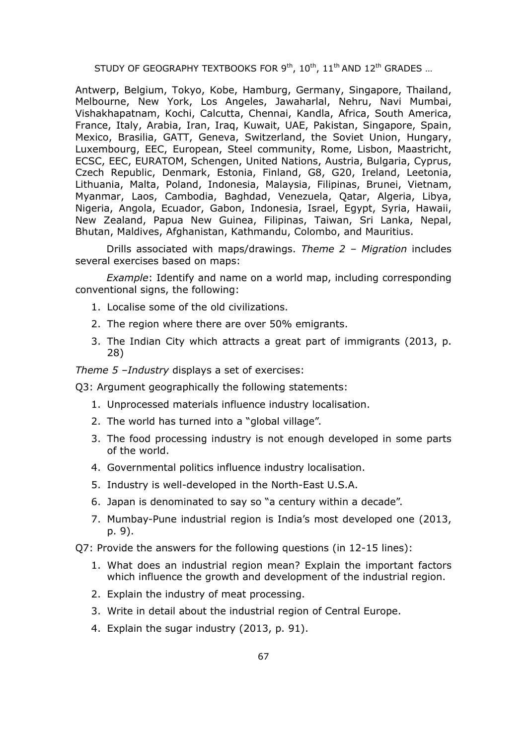Antwerp, Belgium, Tokyo, Kobe, Hamburg, Germany, Singapore, Thailand, Melbourne, New York, Los Angeles, Jawaharlal, Nehru, Navi Mumbai, Vishakhapatnam, Kochi, Calcutta, Chennai, Kandla, Africa, South America, France, Italy, Arabia, Iran, Iraq, Kuwait, UAE, Pakistan, Singapore, Spain, Mexico, Brasilia, GATT, Geneva, Switzerland, the Soviet Union, Hungary, Luxembourg, EEC, European, Steel community, Rome, Lisbon, Maastricht, ECSC, EEC, EURATOM, Schengen, United Nations, Austria, Bulgaria, Cyprus, Czech Republic, Denmark, Estonia, Finland, G8, G20, Ireland, Leetonia, Lithuania, Malta, Poland, Indonesia, Malaysia, Filipinas, Brunei, Vietnam, Myanmar, Laos, Cambodia, Baghdad, Venezuela, Qatar, Algeria, Libya, Nigeria, Angola, Ecuador, Gabon, Indonesia, Israel, Egypt, Syria, Hawaii, New Zealand, Papua New Guinea, Filipinas, Taiwan, Sri Lanka, Nepal, Bhutan, Maldives, Afghanistan, Kathmandu, Colombo, and Mauritius.

Drills associated with maps/drawings. *Theme 2 – Migration* includes several exercises based on maps:

*Example*: Identify and name on a world map, including corresponding conventional signs, the following:

1. Localise some of the old civilizations.
2. The region where there are over 50% emigrants.
3. The Indian City which attracts a great part of immigrants (2013, p. 28)

*Theme 5 –Industry* displays a set of exercises:

Q3: Argument geographically the following statements:

1. Unprocessed materials influence industry localisation.
2. The world has turned into a "global village".
3. The food processing industry is not enough developed in some parts of the world.
4. Governmental politics influence industry localisation.
5. Industry is well-developed in the North-East U.S.A.
6. Japan is denominated to say so "a century within a decade".
7. Mumbay-Pune industrial region is India's most developed one (2013, p. 9).

Q7: Provide the answers for the following questions (in 12-15 lines):

1. What does an industrial region mean? Explain the important factors which influence the growth and development of the industrial region.
2. Explain the industry of meat processing.
3. Write in detail about the industrial region of Central Europe.
4. Explain the sugar industry (2013, p. 91).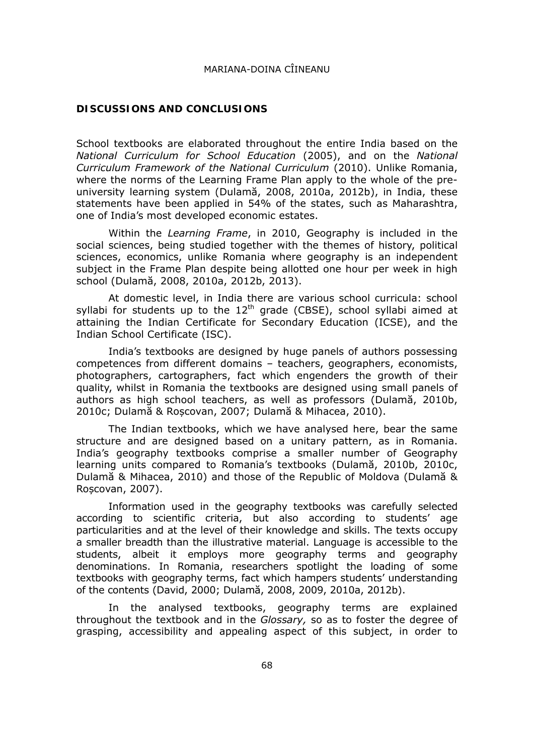## DISCUSSIONS AND CONCLUSIONS

School textbooks are elaborated throughout the entire India based on the *National Curriculum for School Education* (2005), and on the *National Curriculum Framework of the National Curriculum* (2010). Unlike Romania, where the norms of the Learning Frame Plan apply to the whole of the pre-university learning system (Dulamă, 2008, 2010a, 2012b), in India, these statements have been applied in 54% of the states, such as Maharashtra, one of India's most developed economic estates.

Within the *Learning Frame*, in 2010, Geography is included in the social sciences, being studied together with the themes of history, political sciences, economics, unlike Romania where geography is an independent subject in the Frame Plan despite being allotted one hour per week in high school (Dulamă, 2008, 2010a, 2012b, 2013).

At domestic level, in India there are various school curricula: school syllabi for students up to the 12th grade (CBSE), school syllabi aimed at attaining the Indian Certificate for Secondary Education (ICSE), and the Indian School Certificate (ISC).

India's textbooks are designed by huge panels of authors possessing competences from different domains – teachers, geographers, economists, photographers, cartographers, fact which engenders the growth of their quality, whilst in Romania the textbooks are designed using small panels of authors as high school teachers, as well as professors (Dulamă, 2010b, 2010c; Dulamă & Roşcovan, 2007; Dulamă & Mihacea, 2010).

The Indian textbooks, which we have analysed here, bear the same structure and are designed based on a unitary pattern, as in Romania. India's geography textbooks comprise a smaller number of Geography learning units compared to Romania's textbooks (Dulamă, 2010b, 2010c, Dulamă & Mihacea, 2010) and those of the Republic of Moldova (Dulamă & Roşcovan, 2007).

Information used in the geography textbooks was carefully selected according to scientific criteria, but also according to students' age particularities and at the level of their knowledge and skills. The texts occupy a smaller breadth than the illustrative material. Language is accessible to the students, albeit it employs more geography terms and geography denominations. In Romania, researchers spotlight the loading of some textbooks with geography terms, fact which hampers students' understanding of the contents (David, 2000; Dulamă, 2008, 2009, 2010a, 2012b).

In the analysed textbooks, geography terms are explained throughout the textbook and in the *Glossary,* so as to foster the degree of grasping, accessibility and appealing aspect of this subject, in order to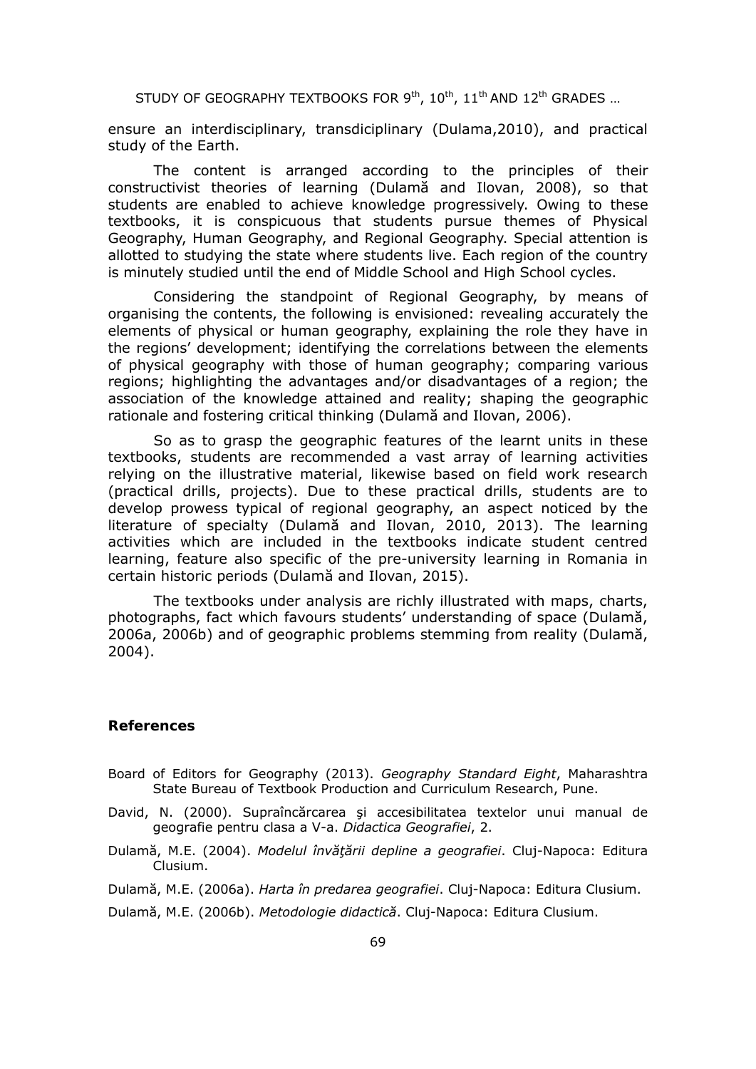ensure an interdisciplinary, transdiciplinary (Dulama,2010), and practical study of the Earth.

The content is arranged according to the principles of their constructivist theories of learning (Dulamă and Ilovan, 2008), so that students are enabled to achieve knowledge progressively. Owing to these textbooks, it is conspicuous that students pursue themes of Physical Geography, Human Geography, and Regional Geography. Special attention is allotted to studying the state where students live. Each region of the country is minutely studied until the end of Middle School and High School cycles.

Considering the standpoint of Regional Geography, by means of organising the contents, the following is envisioned: revealing accurately the elements of physical or human geography, explaining the role they have in the regions' development; identifying the correlations between the elements of physical geography with those of human geography; comparing various regions; highlighting the advantages and/or disadvantages of a region; the association of the knowledge attained and reality; shaping the geographic rationale and fostering critical thinking (Dulamă and Ilovan, 2006).

So as to grasp the geographic features of the learnt units in these textbooks, students are recommended a vast array of learning activities relying on the illustrative material, likewise based on field work research (practical drills, projects). Due to these practical drills, students are to develop prowess typical of regional geography, an aspect noticed by the literature of specialty (Dulamă and Ilovan, 2010, 2013). The learning activities which are included in the textbooks indicate student centred learning, feature also specific of the pre-university learning in Romania in certain historic periods (Dulamă and Ilovan, 2015).

The textbooks under analysis are richly illustrated with maps, charts, photographs, fact which favours students' understanding of space (Dulamă, 2006a, 2006b) and of geographic problems stemming from reality (Dulamă, 2004).

## References

Board of Editors for Geography (2013). *Geography Standard Eight*, Maharashtra State Bureau of Textbook Production and Curriculum Research, Pune.

David, N. (2000). Supraîncărcarea şi accesibilitatea textelor unui manual de geografie pentru clasa a V-a. *Didactica Geografiei*, 2.

Dulamă, M.E. (2004). *Modelul învăţării depline a geografiei*. Cluj-Napoca: Editura Clusium.

Dulamă, M.E. (2006a). *Harta în predarea geografiei*. Cluj-Napoca: Editura Clusium.

Dulamă, M.E. (2006b). *Metodologie didactică*. Cluj-Napoca: Editura Clusium.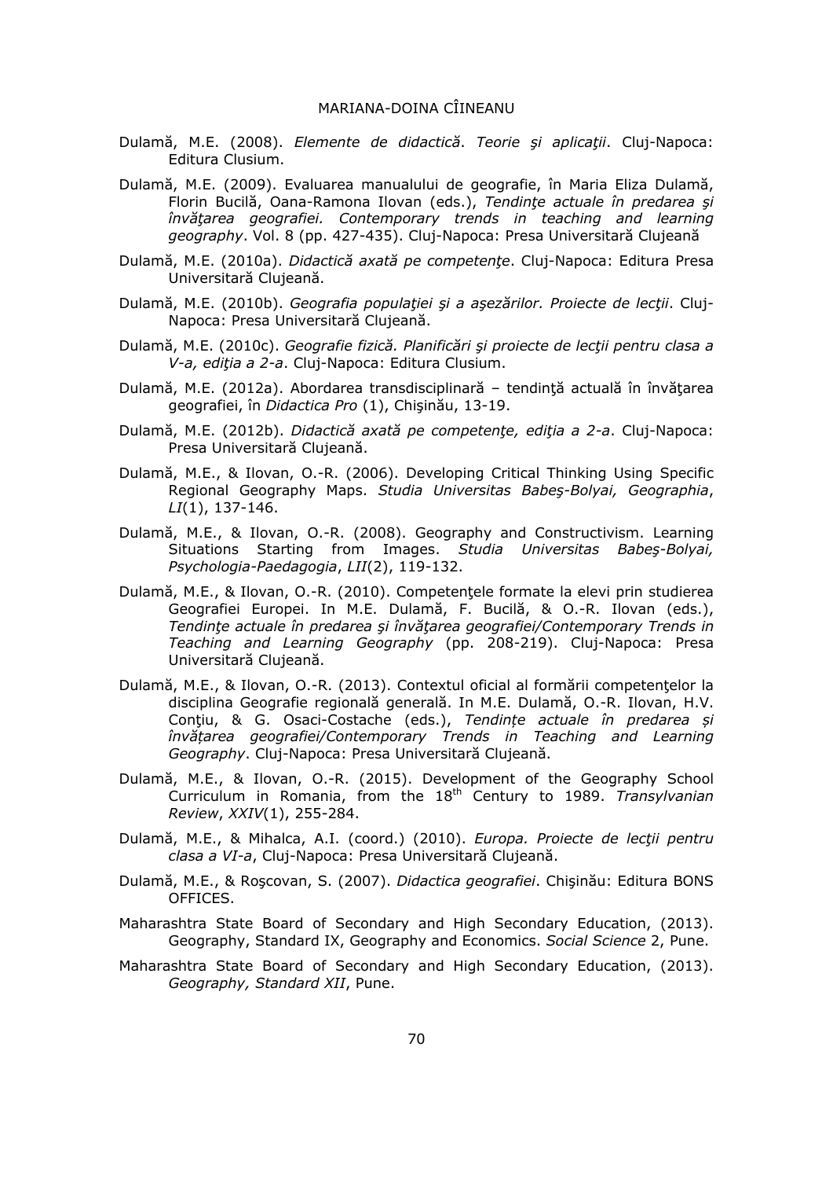Dulamă, M.E. (2008). *Elemente de didactică*. *Teorie şi aplicaţii*. Cluj-Napoca: Editura Clusium.

Dulamă, M.E. (2009). Evaluarea manualului de geografie, în Maria Eliza Dulamă, Florin Bucilă, Oana-Ramona Ilovan (eds.), *Tendinţe actuale în predarea şi învăţarea geografiei. Contemporary trends in teaching and learning geography*. Vol. 8 (pp. 427-435). Cluj-Napoca: Presa Universitară Clujeană

Dulamă, M.E. (2010a). *Didactică axată pe competenţe*. Cluj-Napoca: Editura Presa Universitară Clujeană.

Dulamă, M.E. (2010b). *Geografia populaţiei şi a aşezărilor. Proiecte de lecţii*. Cluj-Napoca: Presa Universitară Clujeană.

Dulamă, M.E. (2010c). *Geografie fizică. Planificări şi proiecte de lecţii pentru clasa a V-a, ediţia a 2-a*. Cluj-Napoca: Editura Clusium.

Dulamă, M.E. (2012a). Abordarea transdisciplinară – tendinţă actuală în învăţarea geografiei, în *Didactica Pro* (1), Chişinău, 13-19.

Dulamă, M.E. (2012b). *Didactică axată pe competenţe, ediţia a 2-a*. Cluj-Napoca: Presa Universitară Clujeană.

Dulamă, M.E., & Ilovan, O.-R. (2006). Developing Critical Thinking Using Specific Regional Geography Maps. *Studia Universitas Babeş-Bolyai, Geographia*, *LI*(1), 137-146.

Dulamă, M.E., & Ilovan, O.-R. (2008). Geography and Constructivism. Learning Situations Starting from Images. *Studia Universitas Babeş-Bolyai, Psychologia-Paedagogia*, *LII*(2), 119-132.

Dulamă, M.E., & Ilovan, O.-R. (2010). Competenţele formate la elevi prin studierea Geografiei Europei. In M.E. Dulamă, F. Bucilă, & O.-R. Ilovan (eds.), *Tendinţe actuale în predarea şi învăţarea geografiei/Contemporary Trends in Teaching and Learning Geography* (pp. 208-219). Cluj-Napoca: Presa Universitară Clujeană.

Dulamă, M.E., & Ilovan, O.-R. (2013). Contextul oficial al formării competenţelor la disciplina Geografie regională generală. In M.E. Dulamă, O.-R. Ilovan, H.V. Conţiu, & G. Osaci-Costache (eds.), *Tendințe actuale în predarea și învățarea geografiei/Contemporary Trends in Teaching and Learning Geography*. Cluj-Napoca: Presa Universitară Clujeană.

Dulamă, M.E., & Ilovan, O.-R. (2015). Development of the Geography School Curriculum in Romania, from the 18th Century to 1989. *Transylvanian Review*, *XXIV*(1), 255-284.

Dulamă, M.E., & Mihalca, A.I. (coord.) (2010). *Europa. Proiecte de lecţii pentru clasa a VI-a*, Cluj-Napoca: Presa Universitară Clujeană.

Dulamă, M.E., & Roşcovan, S. (2007). *Didactica geografiei*. Chişinău: Editura BONS OFFICES.

Maharashtra State Board of Secondary and High Secondary Education, (2013). Geography, Standard IX, Geography and Economics. *Social Science* 2, Pune.

Maharashtra State Board of Secondary and High Secondary Education, (2013). *Geography, Standard XII*, Pune.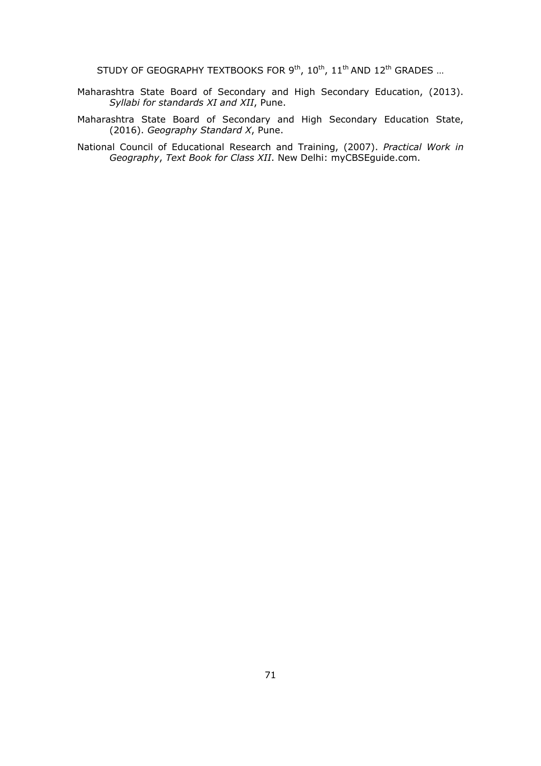Maharashtra State Board of Secondary and High Secondary Education, (2013). *Syllabi for standards XI and XII*, Pune.

Maharashtra State Board of Secondary and High Secondary Education State, (2016). *Geography Standard X*, Pune.

National Council of Educational Research and Training, (2007). *Practical Work in Geography*, *Text Book for Class XII*. New Delhi: myCBSEguide.com.